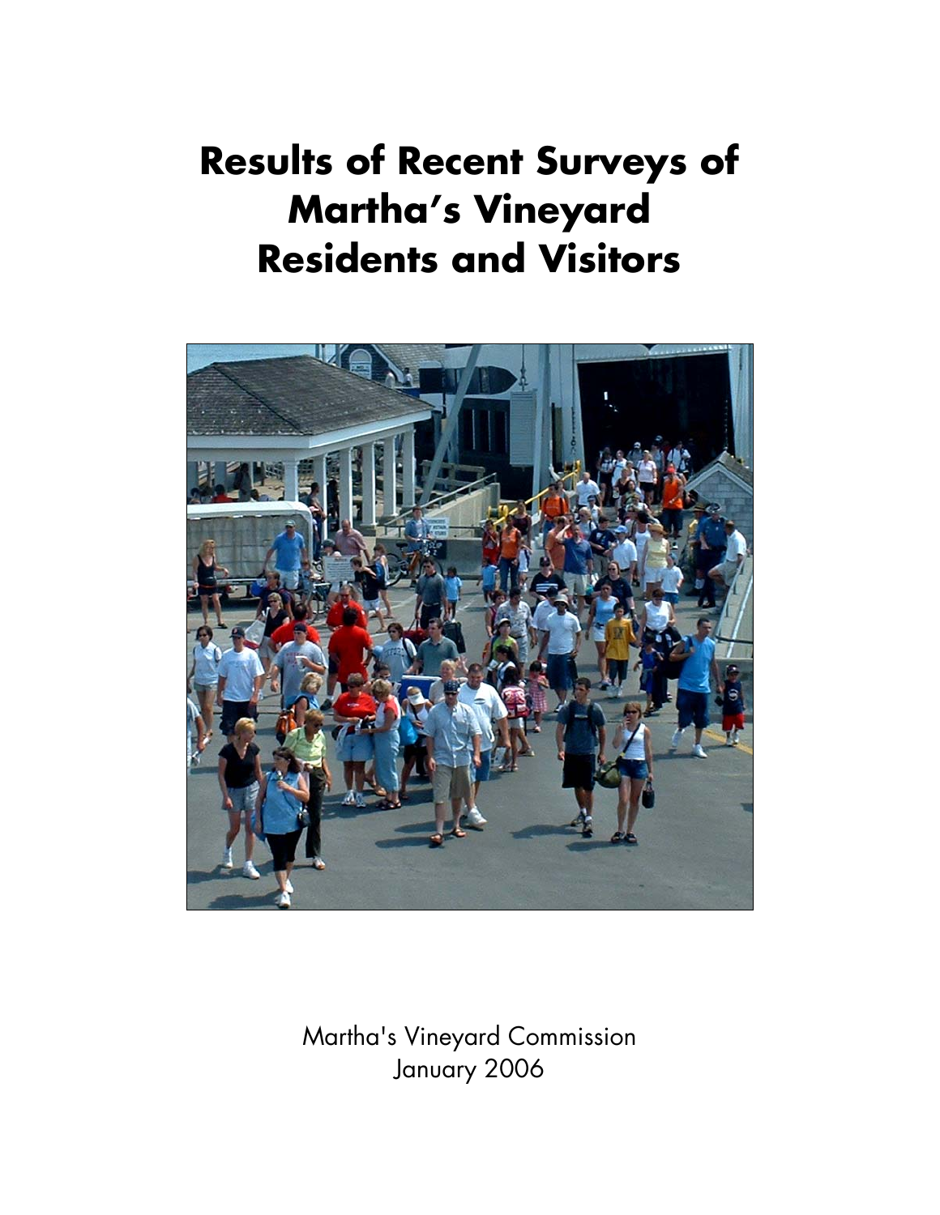# Results of Recent Surveys of Martha's Vineyard Residents and Visitors

Martha's Vineyard Commission
January 2006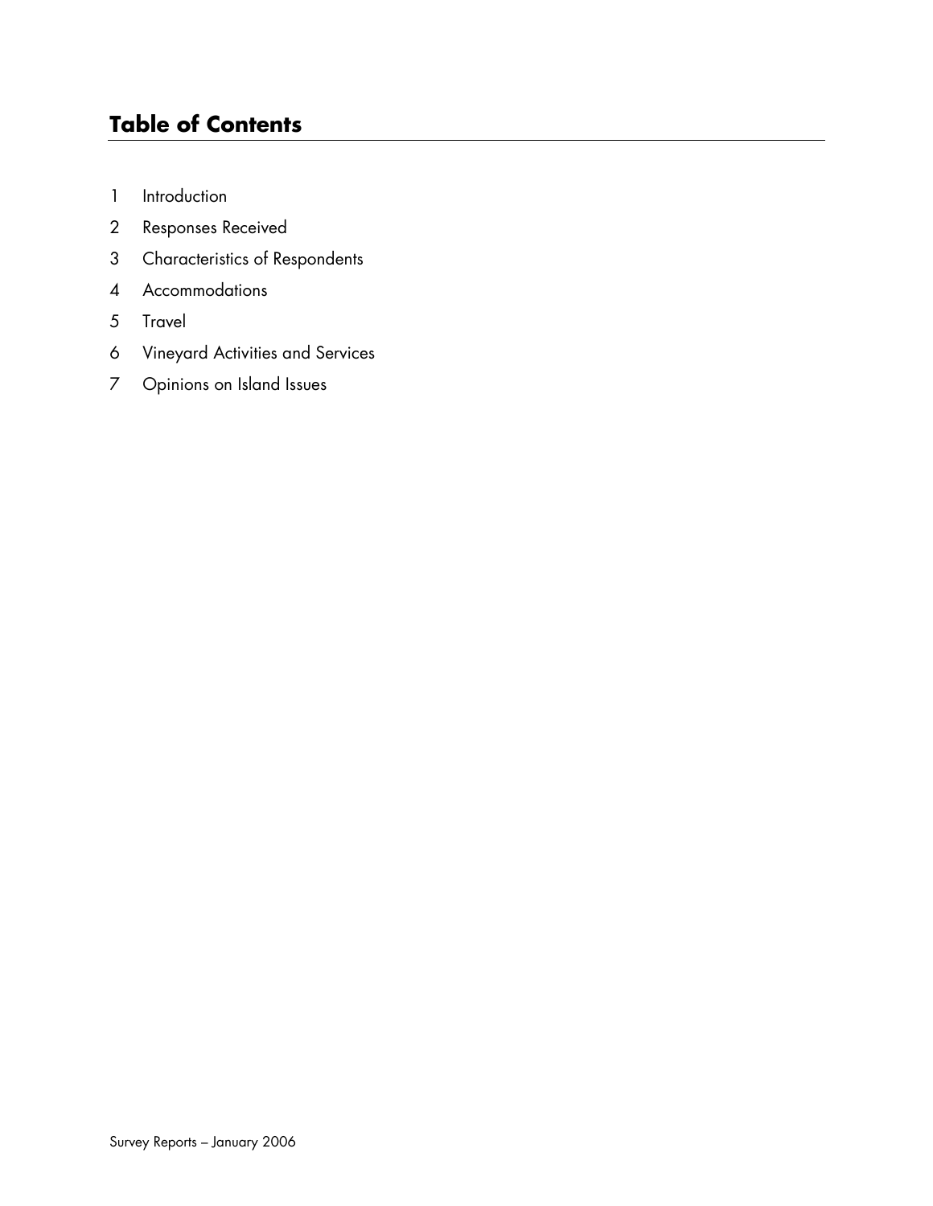## Table of Contents

1 Introduction

2 Responses Received

3 Characteristics of Respondents

4 Accommodations

5 Travel

6 Vineyard Activities and Services

7 Opinions on Island Issues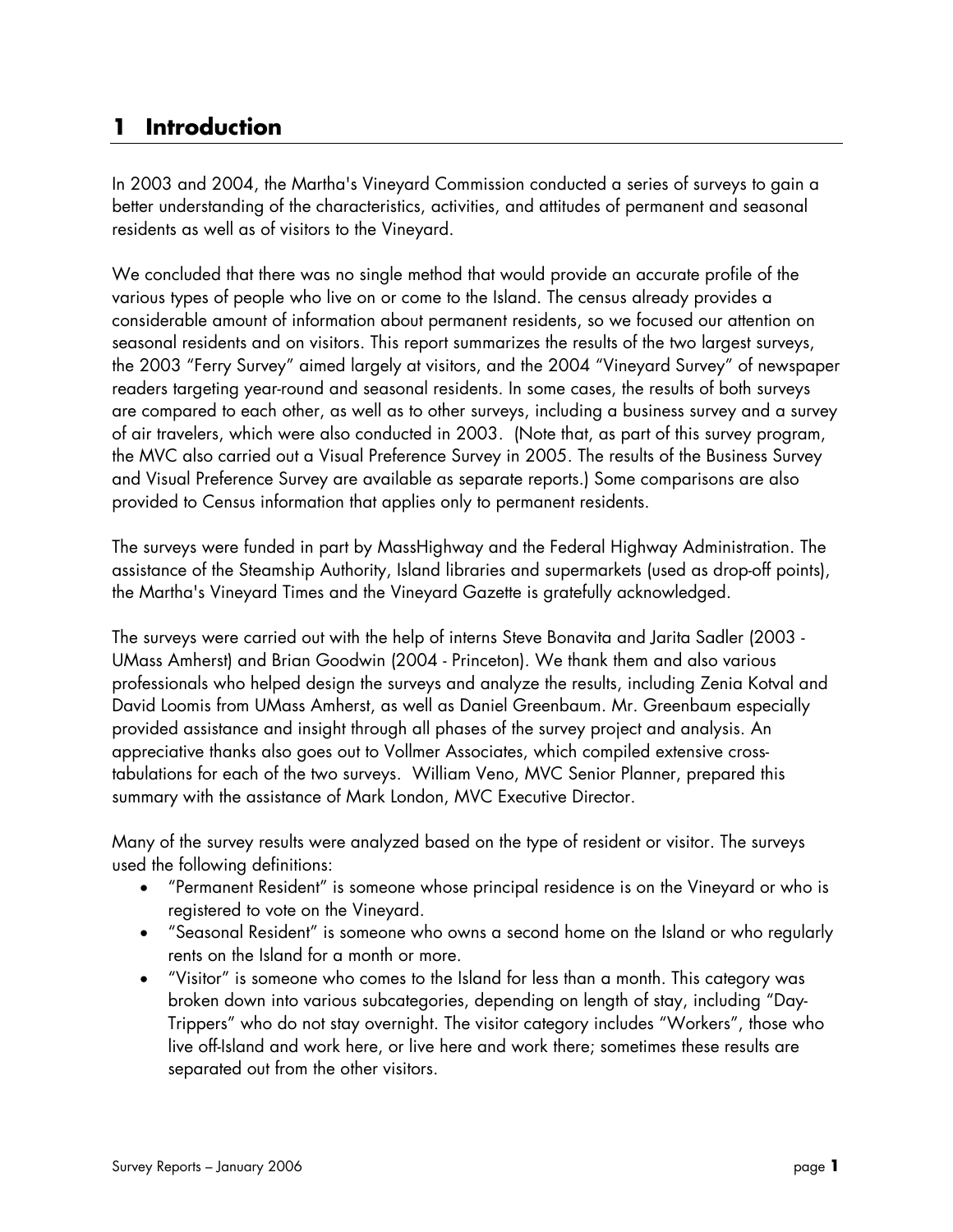# 1 Introduction

In 2003 and 2004, the Martha's Vineyard Commission conducted a series of surveys to gain a better understanding of the characteristics, activities, and attitudes of permanent and seasonal residents as well as of visitors to the Vineyard.

We concluded that there was no single method that would provide an accurate profile of the various types of people who live on or come to the Island. The census already provides a considerable amount of information about permanent residents, so we focused our attention on seasonal residents and on visitors. This report summarizes the results of the two largest surveys, the 2003 "Ferry Survey" aimed largely at visitors, and the 2004 "Vineyard Survey" of newspaper readers targeting year-round and seasonal residents. In some cases, the results of both surveys are compared to each other, as well as to other surveys, including a business survey and a survey of air travelers, which were also conducted in 2003. (Note that, as part of this survey program, the MVC also carried out a Visual Preference Survey in 2005. The results of the Business Survey and Visual Preference Survey are available as separate reports.) Some comparisons are also provided to Census information that applies only to permanent residents.

The surveys were funded in part by MassHighway and the Federal Highway Administration. The assistance of the Steamship Authority, Island libraries and supermarkets (used as drop-off points), the Martha's Vineyard Times and the Vineyard Gazette is gratefully acknowledged.

The surveys were carried out with the help of interns Steve Bonavita and Jarita Sadler (2003 - UMass Amherst) and Brian Goodwin (2004 - Princeton). We thank them and also various professionals who helped design the surveys and analyze the results, including Zenia Kotval and David Loomis from UMass Amherst, as well as Daniel Greenbaum. Mr. Greenbaum especially provided assistance and insight through all phases of the survey project and analysis. An appreciative thanks also goes out to Vollmer Associates, which compiled extensive cross-tabulations for each of the two surveys. William Veno, MVC Senior Planner, prepared this summary with the assistance of Mark London, MVC Executive Director.

Many of the survey results were analyzed based on the type of resident or visitor. The surveys used the following definitions:

- "Permanent Resident" is someone whose principal residence is on the Vineyard or who is registered to vote on the Vineyard.
- "Seasonal Resident" is someone who owns a second home on the Island or who regularly rents on the Island for a month or more.
- "Visitor" is someone who comes to the Island for less than a month. This category was broken down into various subcategories, depending on length of stay, including "Day-Trippers" who do not stay overnight. The visitor category includes "Workers", those who live off-Island and work here, or live here and work there; sometimes these results are separated out from the other visitors.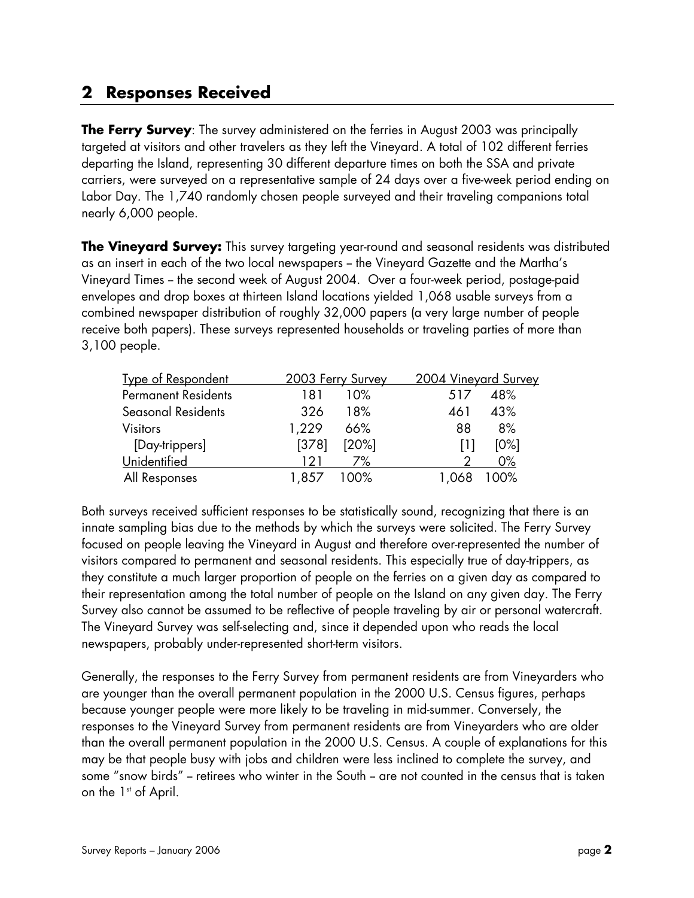## 2 Responses Received

**The Ferry Survey**: The survey administered on the ferries in August 2003 was principally targeted at visitors and other travelers as they left the Vineyard. A total of 102 different ferries departing the Island, representing 30 different departure times on both the SSA and private carriers, were surveyed on a representative sample of 24 days over a five-week period ending on Labor Day. The 1,740 randomly chosen people surveyed and their traveling companions total nearly 6,000 people.

**The Vineyard Survey:** This survey targeting year-round and seasonal residents was distributed as an insert in each of the two local newspapers – the Vineyard Gazette and the Martha's Vineyard Times – the second week of August 2004. Over a four-week period, postage-paid envelopes and drop boxes at thirteen Island locations yielded 1,068 usable surveys from a combined newspaper distribution of roughly 32,000 papers (a very large number of people receive both papers). These surveys represented households or traveling parties of more than 3,100 people.

| Type of Respondent | 2003 Ferry Survey | | 2004 Vineyard Survey | |
|---|---|---|---|---|
| Permanent Residents | 181 | 10% | 517 | 48% |
| Seasonal Residents | 326 | 18% | 461 | 43% |
| Visitors | 1,229 | 66% | 88 | 8% |
| [Day-trippers] | [378] | [20%] | [1] | [0%] |
| Unidentified | 121 | 7% | 2 | 0% |
| All Responses | 1,857 | 100% | 1,068 | 100% |

Both surveys received sufficient responses to be statistically sound, recognizing that there is an innate sampling bias due to the methods by which the surveys were solicited. The Ferry Survey focused on people leaving the Vineyard in August and therefore over-represented the number of visitors compared to permanent and seasonal residents. This especially true of day-trippers, as they constitute a much larger proportion of people on the ferries on a given day as compared to their representation among the total number of people on the Island on any given day. The Ferry Survey also cannot be assumed to be reflective of people traveling by air or personal watercraft. The Vineyard Survey was self-selecting and, since it depended upon who reads the local newspapers, probably under-represented short-term visitors.

Generally, the responses to the Ferry Survey from permanent residents are from Vineyarders who are younger than the overall permanent population in the 2000 U.S. Census figures, perhaps because younger people were more likely to be traveling in mid-summer. Conversely, the responses to the Vineyard Survey from permanent residents are from Vineyarders who are older than the overall permanent population in the 2000 U.S. Census. A couple of explanations for this may be that people busy with jobs and children were less inclined to complete the survey, and some "snow birds" – retirees who winter in the South – are not counted in the census that is taken on the 1st of April.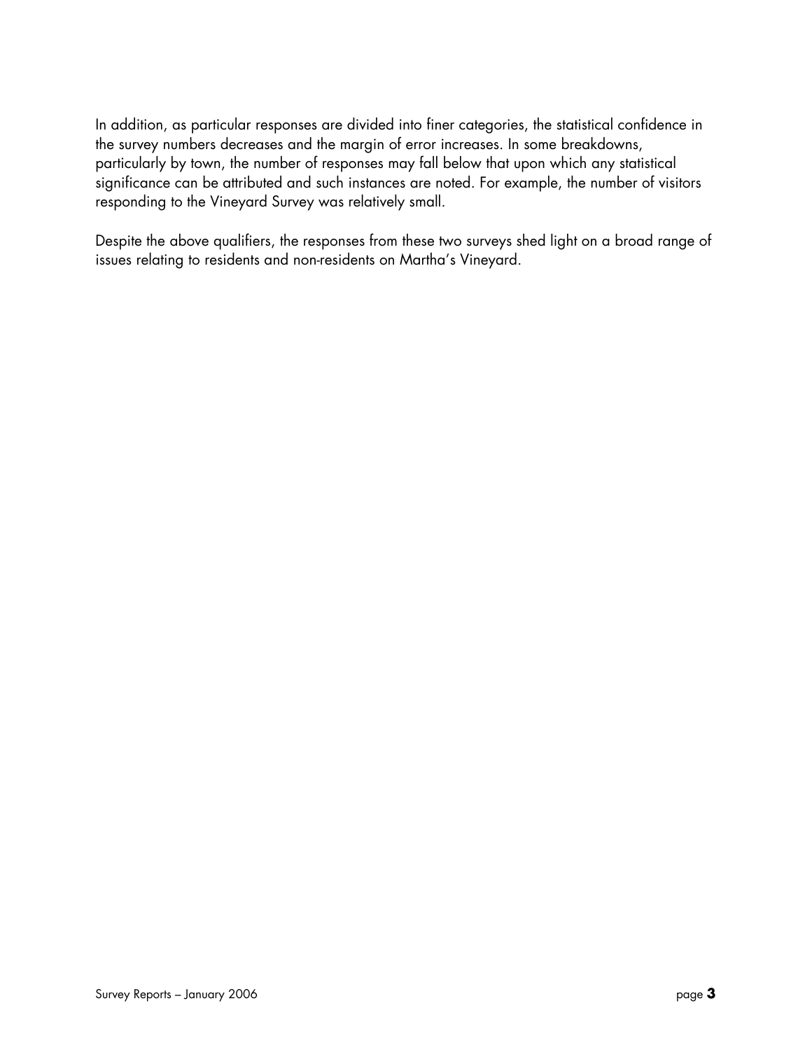In addition, as particular responses are divided into finer categories, the statistical confidence in the survey numbers decreases and the margin of error increases. In some breakdowns, particularly by town, the number of responses may fall below that upon which any statistical significance can be attributed and such instances are noted. For example, the number of visitors responding to the Vineyard Survey was relatively small.

Despite the above qualifiers, the responses from these two surveys shed light on a broad range of issues relating to residents and non-residents on Martha's Vineyard.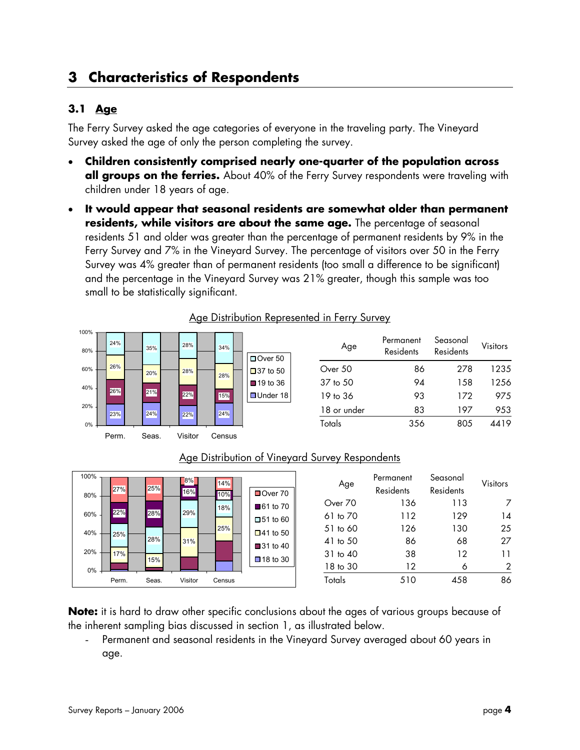# 3 Characteristics of Respondents

## 3.1 Age

The Ferry Survey asked the age categories of everyone in the traveling party. The Vineyard Survey asked the age of only the person completing the survey.

- **Children consistently comprised nearly one-quarter of the population across all groups on the ferries.** About 40% of the Ferry Survey respondents were traveling with children under 18 years of age.
- **It would appear that seasonal residents are somewhat older than permanent residents, while visitors are about the same age.** The percentage of seasonal residents 51 and older was greater than the percentage of permanent residents by 9% in the Ferry Survey and 7% in the Vineyard Survey. The percentage of visitors over 50 in the Ferry Survey was 4% greater than of permanent residents (too small a difference to be significant) and the percentage in the Vineyard Survey was 21% greater, though this sample was too small to be statistically significant.

Age Distribution Represented in Ferry Survey

| Age | Permanent Residents | Seasonal Residents | Visitors |
|---|---|---|---|
| Over 50 | 86 | 278 | 1235 |
| 37 to 50 | 94 | 158 | 1256 |
| 19 to 36 | 93 | 172 | 975 |
| 18 or under | 83 | 197 | 953 |
| Totals | 356 | 805 | 4419 |

Age Distribution of Vineyard Survey Respondents

| Age | Permanent Residents | Seasonal Residents | Visitors |
|---|---|---|---|
| Over 70 | 136 | 113 | 7 |
| 61 to 70 | 112 | 129 | 14 |
| 51 to 60 | 126 | 130 | 25 |
| 41 to 50 | 86 | 68 | 27 |
| 31 to 40 | 38 | 12 | 11 |
| 18 to 30 | 12 | 6 | 2 |
| Totals | 510 | 458 | 86 |

**Note:** it is hard to draw other specific conclusions about the ages of various groups because of the inherent sampling bias discussed in section 1, as illustrated below.

- Permanent and seasonal residents in the Vineyard Survey averaged about 60 years in age.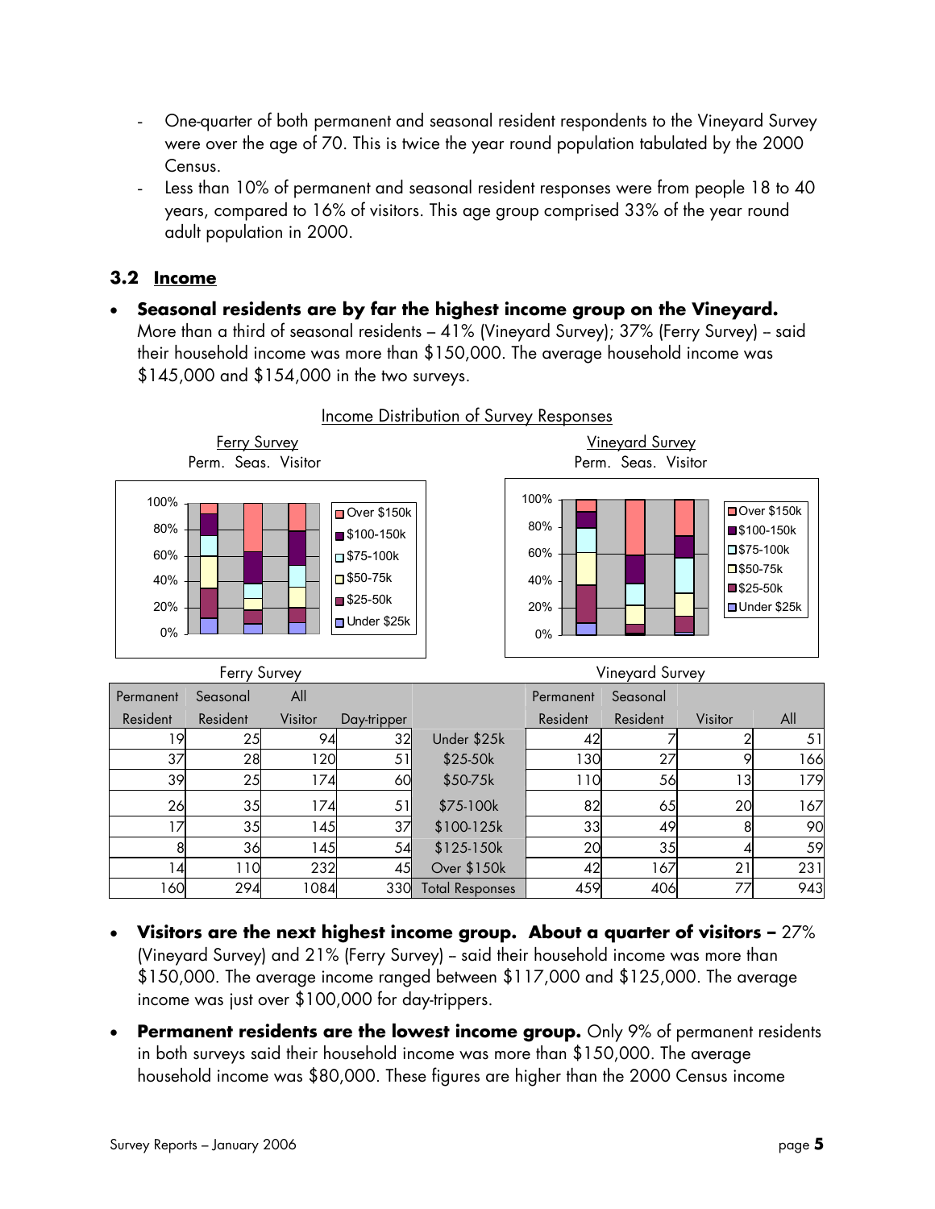- One-quarter of both permanent and seasonal resident respondents to the Vineyard Survey were over the age of 70. This is twice the year round population tabulated by the 2000 Census.
- Less than 10% of permanent and seasonal resident responses were from people 18 to 40 years, compared to 16% of visitors. This age group comprised 33% of the year round adult population in 2000.

### 3.2 Income

- **Seasonal residents are by far the highest income group on the Vineyard.** More than a third of seasonal residents – 41% (Vineyard Survey); 37% (Ferry Survey) – said their household income was more than $150,000. The average household income was $145,000 and $154,000 in the two surveys.

Income Distribution of Survey Responses

| Ferry Survey | | | | | Vineyard Survey | | | |
|---|---|---|---|---|---|---|---|---|
| Permanent Resident | Seasonal Resident | All Visitor | Day-tripper | | Permanent Resident | Seasonal Resident | Visitor | All |
| 19 | 25 | 94 | 32 | Under $25k | 42 | 7 | 2 | 51 |
| 37 | 28 | 120 | 51 | $25-50k | 130 | 27 | 9 | 166 |
| 39 | 25 | 174 | 60 | $50-75k | 110 | 56 | 13 | 179 |
| 26 | 35 | 174 | 51 | $75-100k | 82 | 65 | 20 | 167 |
| 17 | 35 | 145 | 37 | $100-125k | 33 | 49 | 8 | 90 |
| 8 | 36 | 145 | 54 | $125-150k | 20 | 35 | 4 | 59 |
| 14 | 110 | 232 | 45 | Over $150k | 42 | 167 | 21 | 231 |
| 160 | 294 | 1084 | 330 | Total Responses | 459 | 406 | 77 | 943 |

- **Visitors are the next highest income group. About a quarter of visitors –** 27% (Vineyard Survey) and 21% (Ferry Survey) – said their household income was more than $150,000. The average income ranged between $117,000 and $125,000. The average income was just over $100,000 for day-trippers.
- **Permanent residents are the lowest income group.** Only 9% of permanent residents in both surveys said their household income was more than $150,000. The average household income was $80,000. These figures are higher than the 2000 Census income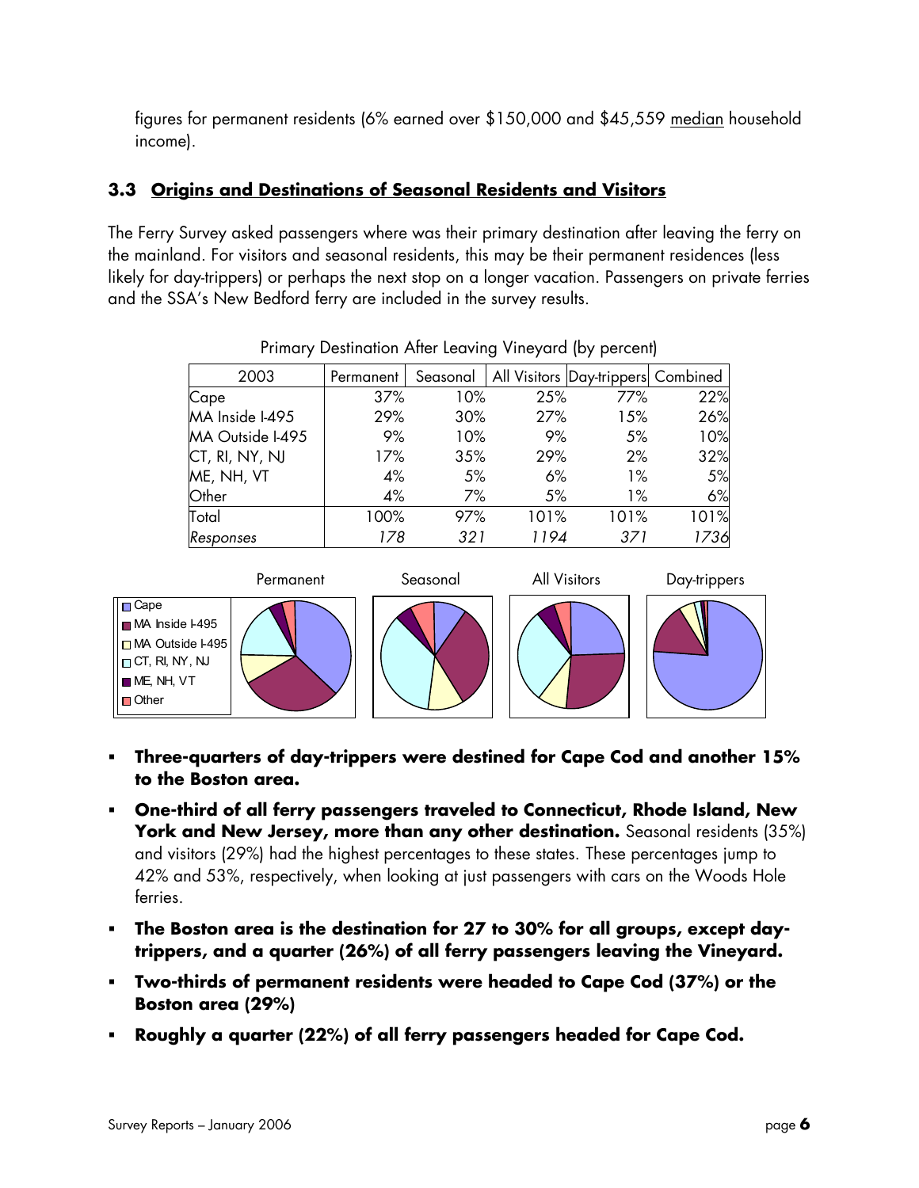figures for permanent residents (6% earned over $150,000 and $45,559 median household income).

### 3.3 Origins and Destinations of Seasonal Residents and Visitors

The Ferry Survey asked passengers where was their primary destination after leaving the ferry on the mainland. For visitors and seasonal residents, this may be their permanent residences (less likely for day-trippers) or perhaps the next stop on a longer vacation. Passengers on private ferries and the SSA's New Bedford ferry are included in the survey results.

Primary Destination After Leaving Vineyard (by percent)

| 2003 | Permanent | Seasonal | All Visitors | Day-trippers | Combined |
|---|---|---|---|---|---|
| Cape | 37% | 10% | 25% | 77% | 22% |
| MA Inside I-495 | 29% | 30% | 27% | 15% | 26% |
| MA Outside I-495 | 9% | 10% | 9% | 5% | 10% |
| CT, RI, NY, NJ | 17% | 35% | 29% | 2% | 32% |
| ME, NH, VT | 4% | 5% | 6% | 1% | 5% |
| Other | 4% | 7% | 5% | 1% | 6% |
| Total | 100% | 97% | 101% | 101% | 101% |
| *Responses* | *178* | *321* | *1194* | *371* | *1736* |

- **Three-quarters of day-trippers were destined for Cape Cod and another 15% to the Boston area.**
- **One-third of all ferry passengers traveled to Connecticut, Rhode Island, New York and New Jersey, more than any other destination.** Seasonal residents (35%) and visitors (29%) had the highest percentages to these states. These percentages jump to 42% and 53%, respectively, when looking at just passengers with cars on the Woods Hole ferries.
- **The Boston area is the destination for 27 to 30% for all groups, except day-trippers, and a quarter (26%) of all ferry passengers leaving the Vineyard.**
- **Two-thirds of permanent residents were headed to Cape Cod (37%) or the Boston area (29%)**
- **Roughly a quarter (22%) of all ferry passengers headed for Cape Cod.**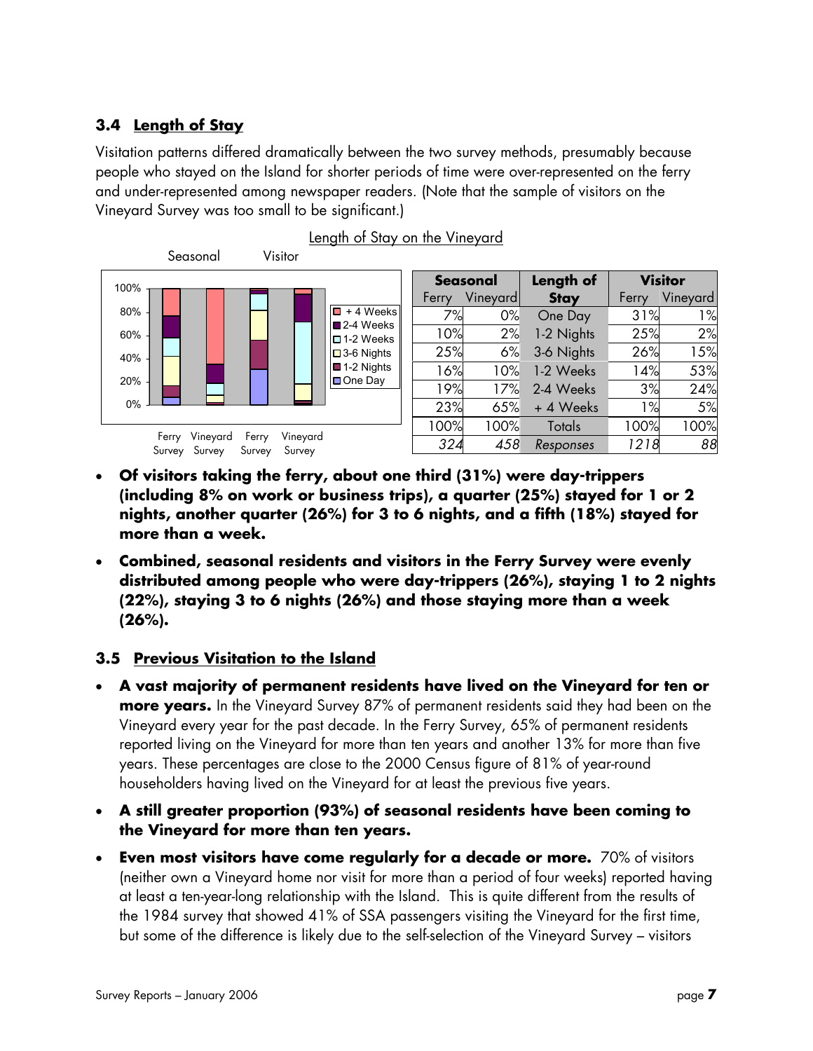### 3.4 Length of Stay

Visitation patterns differed dramatically between the two survey methods, presumably because people who stayed on the Island for shorter periods of time were over-represented on the ferry and under-represented among newspaper readers. (Note that the sample of visitors on the Vineyard Survey was too small to be significant.)

Length of Stay on the Vineyard

| Seasonal | | Length of Stay | Visitor | |
|---|---|---|---|---|
| Ferry | Vineyard | | Ferry | Vineyard |
| 7% | 0% | One Day | 31% | 1% |
| 10% | 2% | 1-2 Nights | 25% | 2% |
| 25% | 6% | 3-6 Nights | 26% | 15% |
| 16% | 10% | 1-2 Weeks | 14% | 53% |
| 19% | 17% | 2-4 Weeks | 3% | 24% |
| 23% | 65% | + 4 Weeks | 1% | 5% |
| 100% | 100% | Totals | 100% | 100% |
| *324* | *458* | *Responses* | *1218* | *88* |

- **Of visitors taking the ferry, about one third (31%) were day-trippers (including 8% on work or business trips), a quarter (25%) stayed for 1 or 2 nights, another quarter (26%) for 3 to 6 nights, and a fifth (18%) stayed for more than a week.**
- **Combined, seasonal residents and visitors in the Ferry Survey were evenly distributed among people who were day-trippers (26%), staying 1 to 2 nights (22%), staying 3 to 6 nights (26%) and those staying more than a week (26%).**

### 3.5 Previous Visitation to the Island

- **A vast majority of permanent residents have lived on the Vineyard for ten or more years.** In the Vineyard Survey 87% of permanent residents said they had been on the Vineyard every year for the past decade. In the Ferry Survey, 65% of permanent residents reported living on the Vineyard for more than ten years and another 13% for more than five years. These percentages are close to the 2000 Census figure of 81% of year-round householders having lived on the Vineyard for at least the previous five years.
- **A still greater proportion (93%) of seasonal residents have been coming to the Vineyard for more than ten years.**
- **Even most visitors have come regularly for a decade or more.** 70% of visitors (neither own a Vineyard home nor visit for more than a period of four weeks) reported having at least a ten-year-long relationship with the Island. This is quite different from the results of the 1984 survey that showed 41% of SSA passengers visiting the Vineyard for the first time, but some of the difference is likely due to the self-selection of the Vineyard Survey – visitors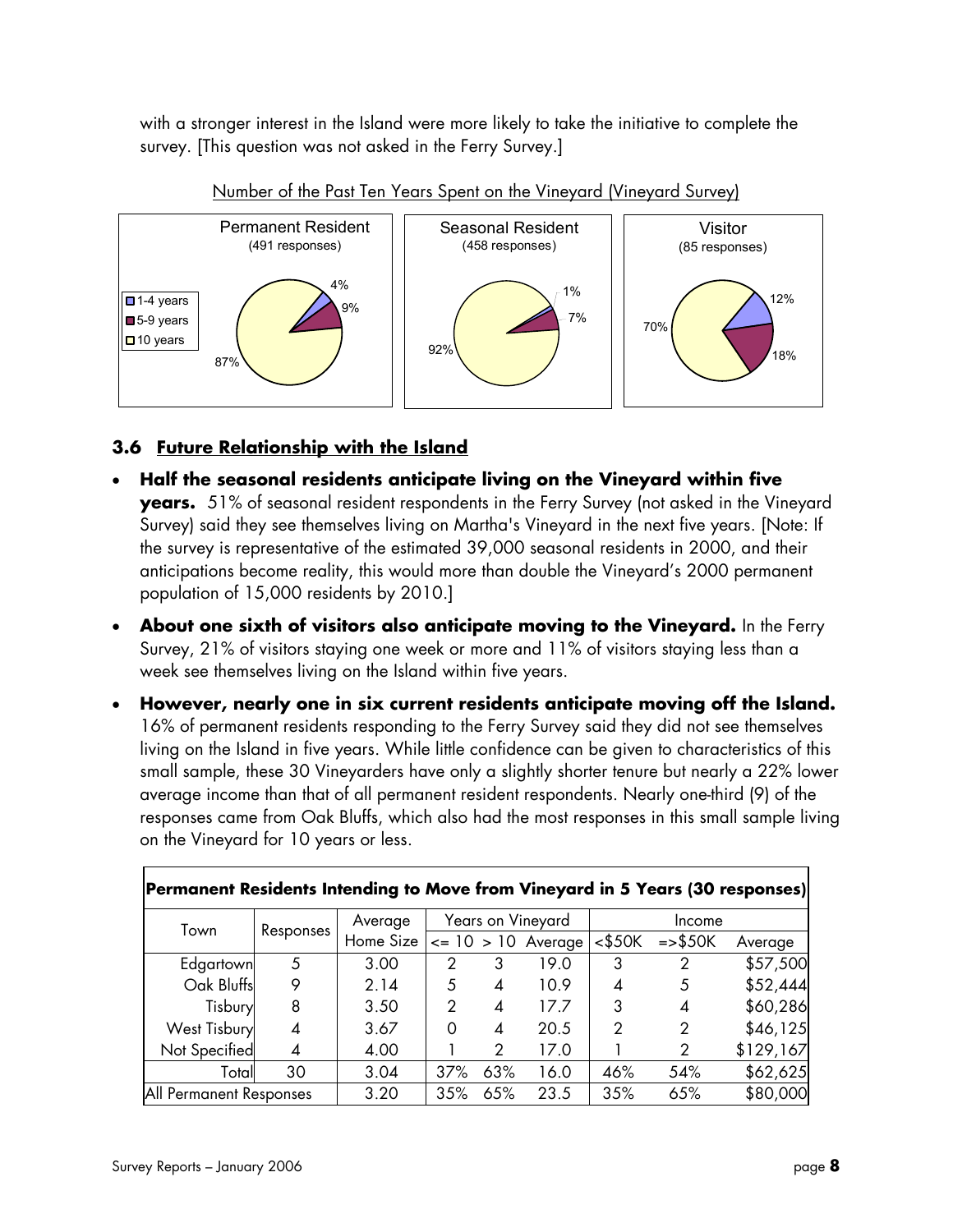with a stronger interest in the Island were more likely to take the initiative to complete the survey. [This question was not asked in the Ferry Survey.]

Number of the Past Ten Years Spent on the Vineyard (Vineyard Survey)

| | Permanent Resident (491 responses) | Seasonal Resident (458 responses) | Visitor (85 responses) |
|---|---|---|---|
| 1-4 years | 4% | 1% | 12% |
| 5-9 years | 9% | 7% | 18% |
| 10 years | 87% | 92% | 70% |

### 3.6 Future Relationship with the Island

- **Half the seasonal residents anticipate living on the Vineyard within five years.** 51% of seasonal resident respondents in the Ferry Survey (not asked in the Vineyard Survey) said they see themselves living on Martha's Vineyard in the next five years. [Note: If the survey is representative of the estimated 39,000 seasonal residents in 2000, and their anticipations become reality, this would more than double the Vineyard's 2000 permanent population of 15,000 residents by 2010.]
- **About one sixth of visitors also anticipate moving to the Vineyard.** In the Ferry Survey, 21% of visitors staying one week or more and 11% of visitors staying less than a week see themselves living on the Island within five years.
- **However, nearly one in six current residents anticipate moving off the Island.** 16% of permanent residents responding to the Ferry Survey said they did not see themselves living on the Island in five years. While little confidence can be given to characteristics of this small sample, these 30 Vineyarders have only a slightly shorter tenure but nearly a 22% lower average income than that of all permanent resident respondents. Nearly one-third (9) of the responses came from Oak Bluffs, which also had the most responses in this small sample living on the Vineyard for 10 years or less.

**Permanent Residents Intending to Move from Vineyard in 5 Years (30 responses)**

| Town | Responses | Average Home Size | Years on Vineyard | | | Income | | |
|---|---|---|---|---|---|---|---|---|
| | | | <= 10 | > 10 | Average | <$50K | =>$50K | Average |
| Edgartown | 5 | 3.00 | 2 | 3 | 19.0 | 3 | 2 | $57,500 |
| Oak Bluffs | 9 | 2.14 | 5 | 4 | 10.9 | 4 | 5 | $52,444 |
| Tisbury | 8 | 3.50 | 2 | 4 | 17.7 | 3 | 4 | $60,286 |
| West Tisbury | 4 | 3.67 | 0 | 4 | 20.5 | 2 | 2 | $46,125 |
| Not Specified | 4 | 4.00 | 1 | 2 | 17.0 | 1 | 2 | $129,167 |
| Total | 30 | 3.04 | 37% | 63% | 16.0 | 46% | 54% | $62,625 |
| All Permanent Responses | | 3.20 | 35% | 65% | 23.5 | 35% | 65% | $80,000 |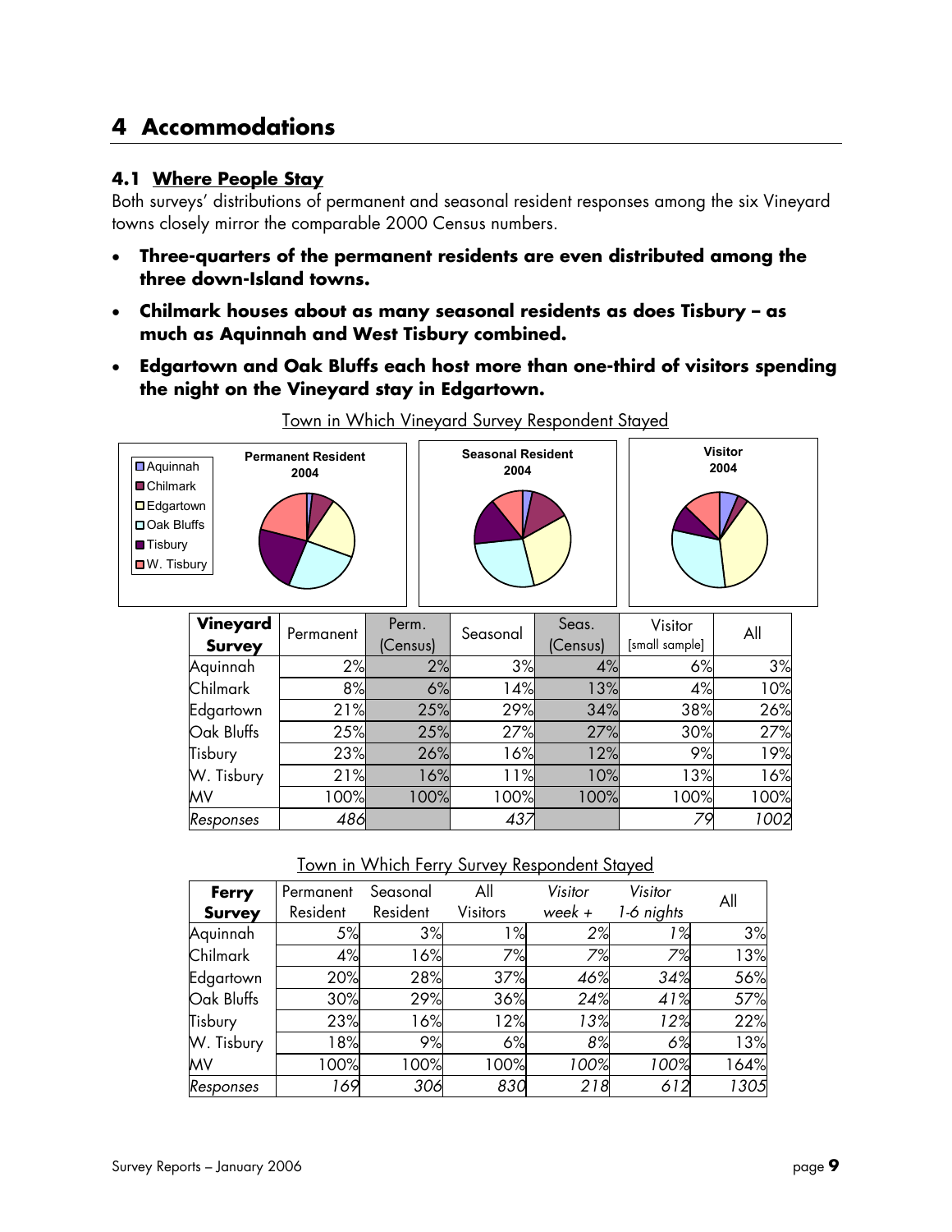# 4 Accommodations

## 4.1 Where People Stay

Both surveys' distributions of permanent and seasonal resident responses among the six Vineyard towns closely mirror the comparable 2000 Census numbers.

- **Three-quarters of the permanent residents are even distributed among the three down-Island towns.**
- **Chilmark houses about as many seasonal residents as does Tisbury – as much as Aquinnah and West Tisbury combined.**
- **Edgartown and Oak Bluffs each host more than one-third of visitors spending the night on the Vineyard stay in Edgartown.**

Town in Which Vineyard Survey Respondent Stayed

| Vineyard Survey | Permanent | Perm. (Census) | Seasonal | Seas. (Census) | Visitor [small sample] | All |
|---|---|---|---|---|---|---|
| Aquinnah | 2% | 2% | 3% | 4% | 6% | 3% |
| Chilmark | 8% | 6% | 14% | 13% | 4% | 10% |
| Edgartown | 21% | 25% | 29% | 34% | 38% | 26% |
| Oak Bluffs | 25% | 25% | 27% | 27% | 30% | 27% |
| Tisbury | 23% | 26% | 16% | 12% | 9% | 19% |
| W. Tisbury | 21% | 16% | 11% | 10% | 13% | 16% |
| MV | 100% | 100% | 100% | 100% | 100% | 100% |
| *Responses* | *486* | | *437* | | *79* | *1002* |

Town in Which Ferry Survey Respondent Stayed

| Ferry Survey | Permanent Resident | Seasonal Resident | All Visitors | *Visitor week +* | *Visitor 1-6 nights* | All |
|---|---|---|---|---|---|---|
| Aquinnah | 5% | 3% | 1% | *2%* | *1%* | 3% |
| Chilmark | 4% | 16% | 7% | *7%* | *7%* | 13% |
| Edgartown | 20% | 28% | 37% | *46%* | *34%* | 56% |
| Oak Bluffs | 30% | 29% | 36% | *24%* | *41%* | 57% |
| Tisbury | 23% | 16% | 12% | *13%* | *12%* | 22% |
| W. Tisbury | 18% | 9% | 6% | *8%* | *6%* | 13% |
| MV | 100% | 100% | 100% | *100%* | *100%* | 164% |
| *Responses* | *169* | *306* | *830* | *218* | *612* | *1305* |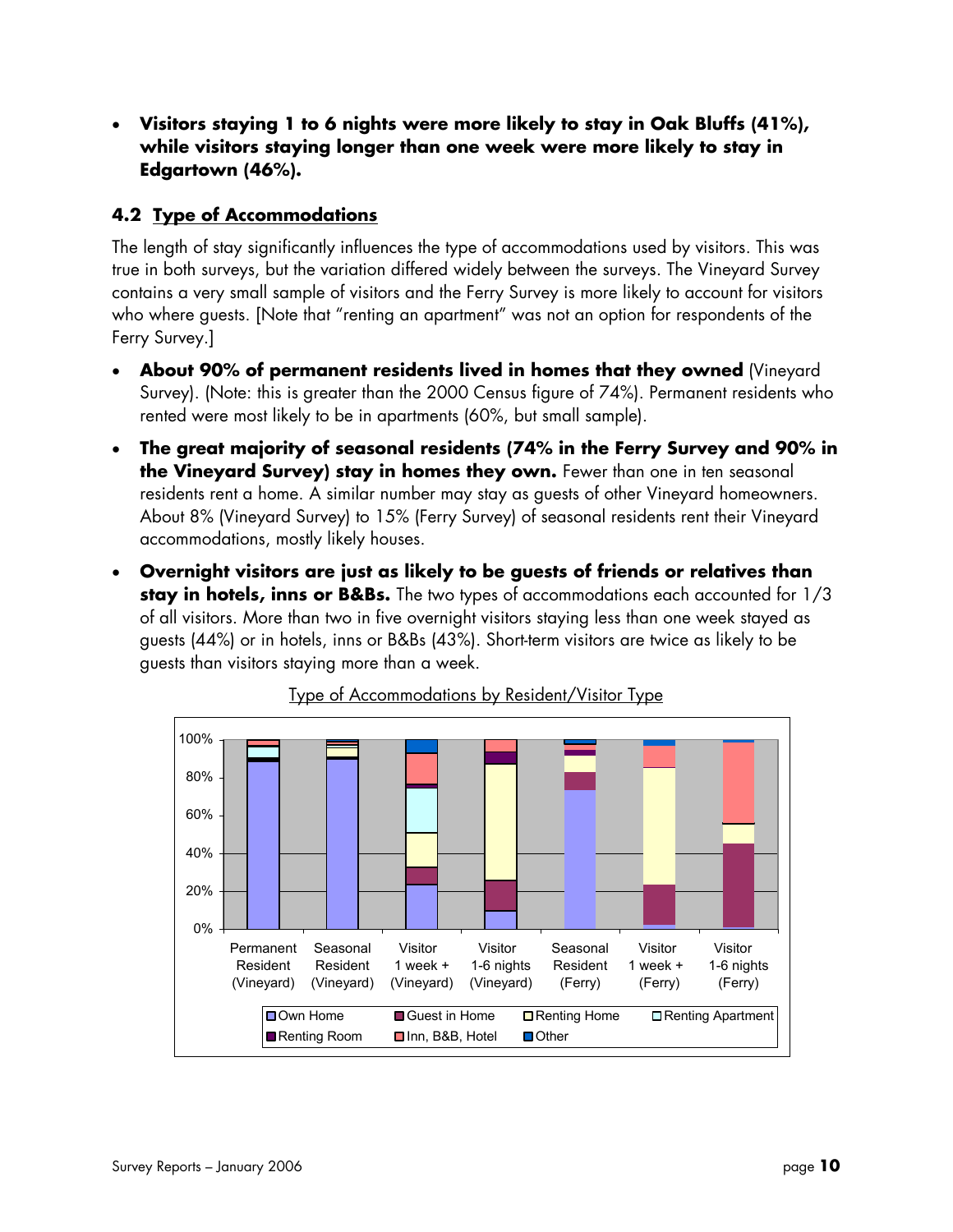- **Visitors staying 1 to 6 nights were more likely to stay in Oak Bluffs (41%), while visitors staying longer than one week were more likely to stay in Edgartown (46%).**

### 4.2 Type of Accommodations

The length of stay significantly influences the type of accommodations used by visitors. This was true in both surveys, but the variation differed widely between the surveys. The Vineyard Survey contains a very small sample of visitors and the Ferry Survey is more likely to account for visitors who where guests. [Note that "renting an apartment" was not an option for respondents of the Ferry Survey.]

- **About 90% of permanent residents lived in homes that they owned** (Vineyard Survey). (Note: this is greater than the 2000 Census figure of 74%). Permanent residents who rented were most likely to be in apartments (60%, but small sample).
- **The great majority of seasonal residents (74% in the Ferry Survey and 90% in the Vineyard Survey) stay in homes they own.** Fewer than one in ten seasonal residents rent a home. A similar number may stay as guests of other Vineyard homeowners. About 8% (Vineyard Survey) to 15% (Ferry Survey) of seasonal residents rent their Vineyard accommodations, mostly likely houses.
- **Overnight visitors are just as likely to be guests of friends or relatives than stay in hotels, inns or B&Bs.** The two types of accommodations each accounted for 1/3 of all visitors. More than two in five overnight visitors staying less than one week stayed as guests (44%) or in hotels, inns or B&Bs (43%). Short-term visitors are twice as likely to be guests than visitors staying more than a week.

Type of Accommodations by Resident/Visitor Type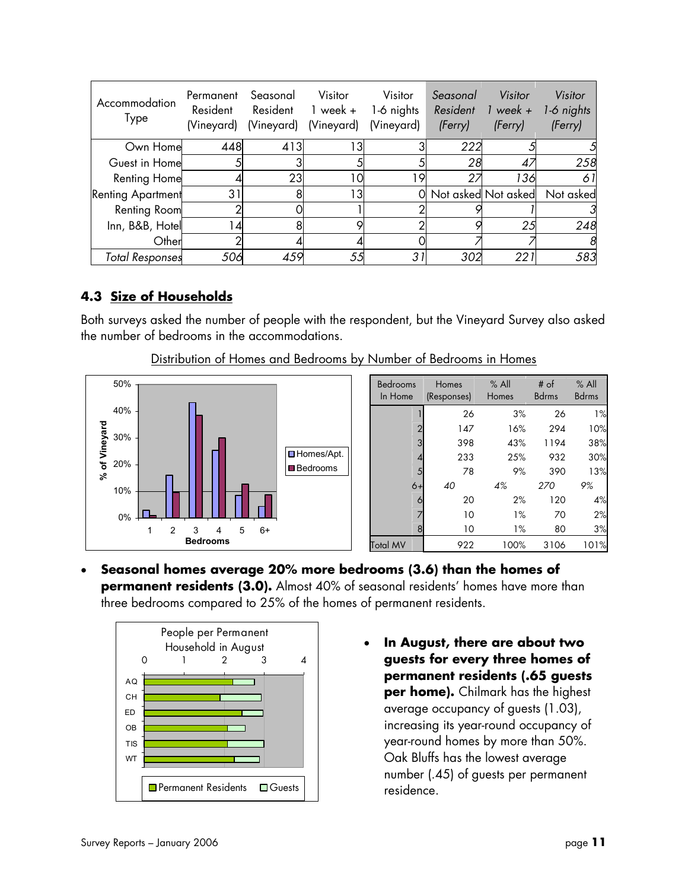| Accommodation Type | Permanent Resident (Vineyard) | Seasonal Resident (Vineyard) | Visitor 1 week + (Vineyard) | Visitor 1-6 nights (Vineyard) | *Seasonal Resident (Ferry)* | *Visitor 1 week + (Ferry)* | *Visitor 1-6 nights (Ferry)* |
|---|---|---|---|---|---|---|---|
| Own Home | 448 | 413 | 13 | 3 | *222* | *5* | *5* |
| Guest in Home | 5 | 3 | 5 | 5 | *28* | *47* | *258* |
| Renting Home | 4 | 23 | 10 | 19 | *27* | *136* | *61* |
| Renting Apartment | 31 | 8 | 13 | 0 | Not asked | Not asked | Not asked |
| Renting Room | 2 | 0 | 1 | 2 | *9* | *1* | *3* |
| Inn, B&B, Hotel | 14 | 8 | 9 | 2 | *9* | *25* | *248* |
| Other | 2 | 4 | 4 | 0 | *7* | *7* | *8* |
| *Total Responses* | *506* | *459* | *55* | *31* | *302* | *221* | *583* |

## 4.3 Size of Households

Both surveys asked the number of people with the respondent, but the Vineyard Survey also asked the number of bedrooms in the accommodations.

Distribution of Homes and Bedrooms by Number of Bedrooms in Homes

| Bedrooms In Home | Homes (Responses) | % All Homes | # of Bdrms | % All Bdrms |
|---|---|---|---|---|
| 1 | 26 | 3% | 26 | 1% |
| 2 | 147 | 16% | 294 | 10% |
| 3 | 398 | 43% | 1194 | 38% |
| 4 | 233 | 25% | 932 | 30% |
| 5 | 78 | 9% | 390 | 13% |
| *6+* | *40* | *4%* | *270* | *9%* |
| 6 | 20 | 2% | 120 | 4% |
| 7 | 10 | 1% | 70 | 2% |
| 8 | 10 | 1% | 80 | 3% |
| Total MV | 922 | 100% | 3106 | 101% |

- **Seasonal homes average 20% more bedrooms (3.6) than the homes of permanent residents (3.0).** Almost 40% of seasonal residents' homes have more than three bedrooms compared to 25% of the homes of permanent residents.

- **In August, there are about two guests for every three homes of permanent residents (.65 guests per home).** Chilmark has the highest average occupancy of guests (1.03), increasing its year-round occupancy of year-round homes by more than 50%. Oak Bluffs has the lowest average number (.45) of guests per permanent residence.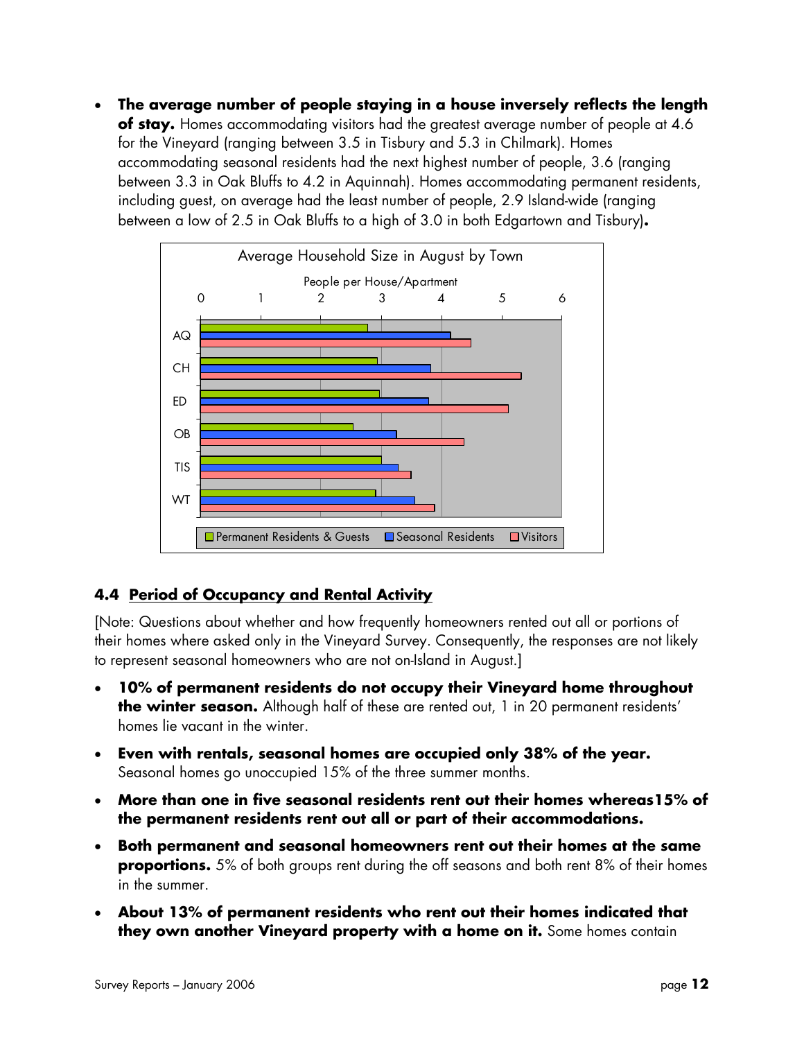- **The average number of people staying in a house inversely reflects the length of stay.** Homes accommodating visitors had the greatest average number of people at 4.6 for the Vineyard (ranging between 3.5 in Tisbury and 5.3 in Chilmark). Homes accommodating seasonal residents had the next highest number of people, 3.6 (ranging between 3.3 in Oak Bluffs to 4.2 in Aquinnah). Homes accommodating permanent residents, including guest, on average had the least number of people, 2.9 Island-wide (ranging between a low of 2.5 in Oak Bluffs to a high of 3.0 in both Edgartown and Tisbury)**.**

Average Household Size in August by Town

## 4.4 Period of Occupancy and Rental Activity

[Note: Questions about whether and how frequently homeowners rented out all or portions of their homes where asked only in the Vineyard Survey. Consequently, the responses are not likely to represent seasonal homeowners who are not on-Island in August.]

- **10% of permanent residents do not occupy their Vineyard home throughout the winter season.** Although half of these are rented out, 1 in 20 permanent residents' homes lie vacant in the winter.
- **Even with rentals, seasonal homes are occupied only 38% of the year.** Seasonal homes go unoccupied 15% of the three summer months.
- **More than one in five seasonal residents rent out their homes whereas15% of the permanent residents rent out all or part of their accommodations.**
- **Both permanent and seasonal homeowners rent out their homes at the same proportions.** 5% of both groups rent during the off seasons and both rent 8% of their homes in the summer.
- **About 13% of permanent residents who rent out their homes indicated that they own another Vineyard property with a home on it.** Some homes contain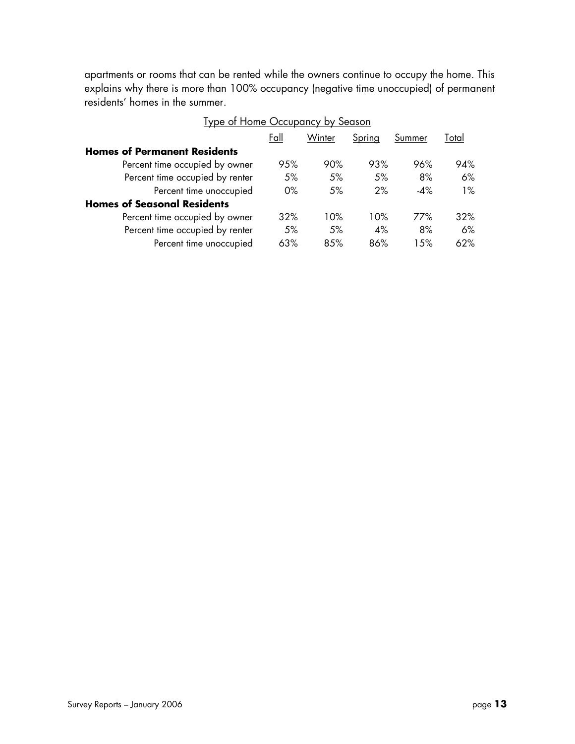apartments or rooms that can be rented while the owners continue to occupy the home. This explains why there is more than 100% occupancy (negative time unoccupied) of permanent residents' homes in the summer.

Type of Home Occupancy by Season

| | Fall | Winter | Spring | Summer | Total |
|---|---|---|---|---|---|
| **Homes of Permanent Residents** | | | | | |
| Percent time occupied by owner | 95% | 90% | 93% | 96% | 94% |
| Percent time occupied by renter | 5% | 5% | 5% | 8% | 6% |
| Percent time unoccupied | 0% | 5% | 2% | -4% | 1% |
| **Homes of Seasonal Residents** | | | | | |
| Percent time occupied by owner | 32% | 10% | 10% | 77% | 32% |
| Percent time occupied by renter | 5% | 5% | 4% | 8% | 6% |
| Percent time unoccupied | 63% | 85% | 86% | 15% | 62% |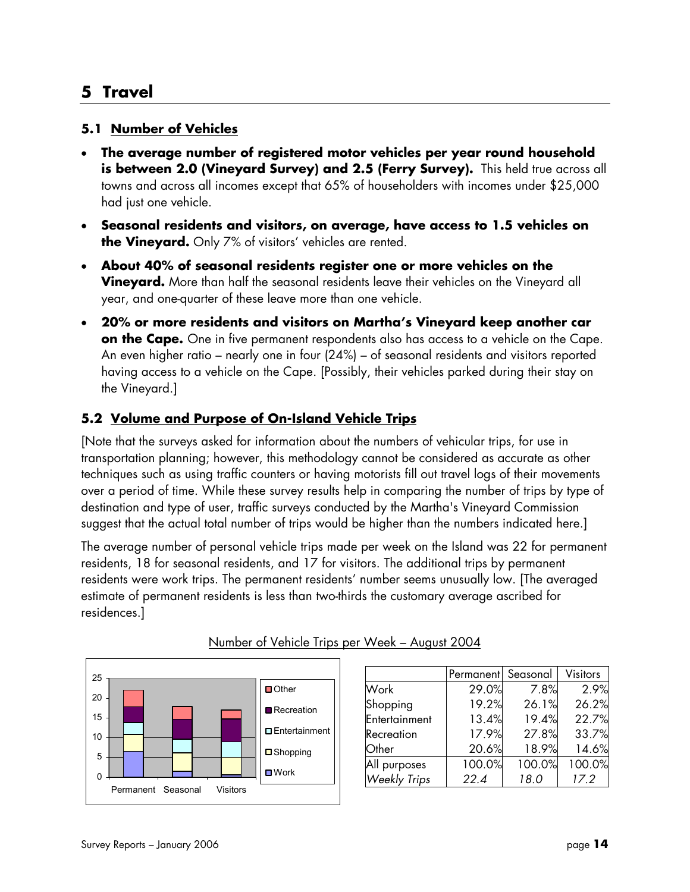# 5 Travel

## 5.1 Number of Vehicles

- **The average number of registered motor vehicles per year round household is between 2.0 (Vineyard Survey) and 2.5 (Ferry Survey).** This held true across all towns and across all incomes except that 65% of householders with incomes under $25,000 had just one vehicle.
- **Seasonal residents and visitors, on average, have access to 1.5 vehicles on the Vineyard.** Only 7% of visitors' vehicles are rented.
- **About 40% of seasonal residents register one or more vehicles on the Vineyard.** More than half the seasonal residents leave their vehicles on the Vineyard all year, and one-quarter of these leave more than one vehicle.
- **20% or more residents and visitors on Martha's Vineyard keep another car on the Cape.** One in five permanent respondents also has access to a vehicle on the Cape. An even higher ratio – nearly one in four (24%) – of seasonal residents and visitors reported having access to a vehicle on the Cape. [Possibly, their vehicles parked during their stay on the Vineyard.]

## 5.2 Volume and Purpose of On-Island Vehicle Trips

[Note that the surveys asked for information about the numbers of vehicular trips, for use in transportation planning; however, this methodology cannot be considered as accurate as other techniques such as using traffic counters or having motorists fill out travel logs of their movements over a period of time. While these survey results help in comparing the number of trips by type of destination and type of user, traffic surveys conducted by the Martha's Vineyard Commission suggest that the actual total number of trips would be higher than the numbers indicated here.]

The average number of personal vehicle trips made per week on the Island was 22 for permanent residents, 18 for seasonal residents, and 17 for visitors. The additional trips by permanent residents were work trips. The permanent residents' number seems unusually low. [The averaged estimate of permanent residents is less than two-thirds the customary average ascribed for residences.]

Number of Vehicle Trips per Week – August 2004

| | Permanent | Seasonal | Visitors |
|---|---|---|---|
| Work | 29.0% | 7.8% | 2.9% |
| Shopping | 19.2% | 26.1% | 26.2% |
| Entertainment | 13.4% | 19.4% | 22.7% |
| Recreation | 17.9% | 27.8% | 33.7% |
| Other | 20.6% | 18.9% | 14.6% |
| All purposes | 100.0% | 100.0% | 100.0% |
| *Weekly Trips* | *22.4* | *18.0* | *17.2* |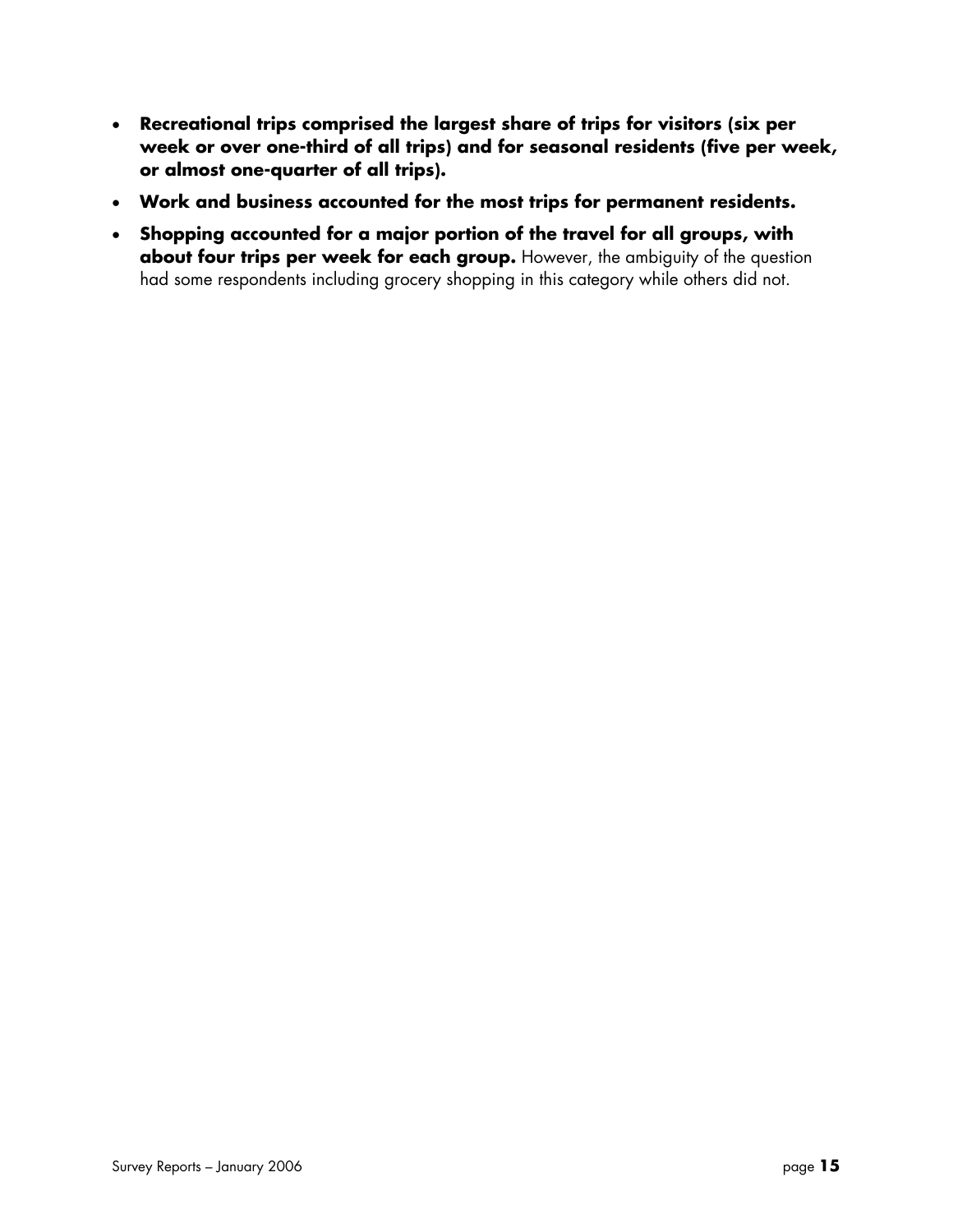- **Recreational trips comprised the largest share of trips for visitors (six per week or over one-third of all trips) and for seasonal residents (five per week, or almost one-quarter of all trips).**
- **Work and business accounted for the most trips for permanent residents.**
- **Shopping accounted for a major portion of the travel for all groups, with about four trips per week for each group.** However, the ambiguity of the question had some respondents including grocery shopping in this category while others did not.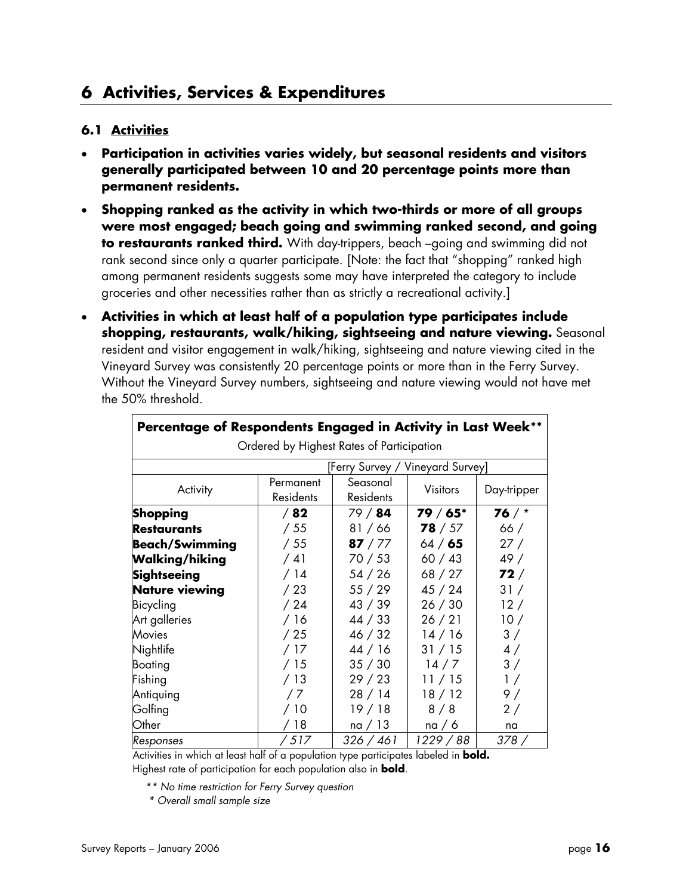## 6 Activities, Services & Expenditures

### 6.1 Activities

- **Participation in activities varies widely, but seasonal residents and visitors generally participated between 10 and 20 percentage points more than permanent residents.**
- **Shopping ranked as the activity in which two-thirds or more of all groups were most engaged; beach going and swimming ranked second, and going to restaurants ranked third.** With day-trippers, beach –going and swimming did not rank second since only a quarter participate. [Note: the fact that "shopping" ranked high among permanent residents suggests some may have interpreted the category to include groceries and other necessities rather than as strictly a recreational activity.]
- **Activities in which at least half of a population type participates include shopping, restaurants, walk/hiking, sightseeing and nature viewing.** Seasonal resident and visitor engagement in walk/hiking, sightseeing and nature viewing cited in the Vineyard Survey was consistently 20 percentage points or more than in the Ferry Survey. Without the Vineyard Survey numbers, sightseeing and nature viewing would not have met the 50% threshold.

**Percentage of Respondents Engaged in Activity in Last Week****

Ordered by Highest Rates of Participation

| | [Ferry Survey / Vineyard Survey] | | | |
|---|---|---|---|---|
| Activity | Permanent Residents | Seasonal Residents | Visitors | Day-tripper |
| **Shopping** | / **82** | 79 / **84** | **79** / **65*** | **76** / * |
| **Restaurants** | / 55 | 81 / 66 | **78** / 57 | 66 / |
| **Beach/Swimming** | / 55 | **87** / 77 | 64 / **65** | 27 / |
| **Walking/hiking** | / 41 | 70 / 53 | 60 / 43 | 49 / |
| **Sightseeing** | / 14 | 54 / 26 | 68 / 27 | **72** / |
| **Nature viewing** | / 23 | 55 / 29 | 45 / 24 | 31 / |
| Bicycling | / 24 | 43 / 39 | 26 / 30 | 12 / |
| Art galleries | / 16 | 44 / 33 | 26 / 21 | 10 / |
| Movies | / 25 | 46 / 32 | 14 / 16 | 3 / |
| Nightlife | / 17 | 44 / 16 | 31 / 15 | 4 / |
| Boating | / 15 | 35 / 30 | 14 / 7 | 3 / |
| Fishing | / 13 | 29 / 23 | 11 / 15 | 1 / |
| Antiquing | / 7 | 28 / 14 | 18 / 12 | 9 / |
| Golfing | / 10 | 19 / 18 | 8 / 8 | 2 / |
| Other | / 18 | na / 13 | na / 6 | na |
| *Responses* | */ 517* | *326 / 461* | *1229 / 88* | *378 /* |

Activities in which at least half of a population type participates labeled in **bold.**
Highest rate of participation for each population also in **bold**.

*\*\* No time restriction for Ferry Survey question*

*\* Overall small sample size*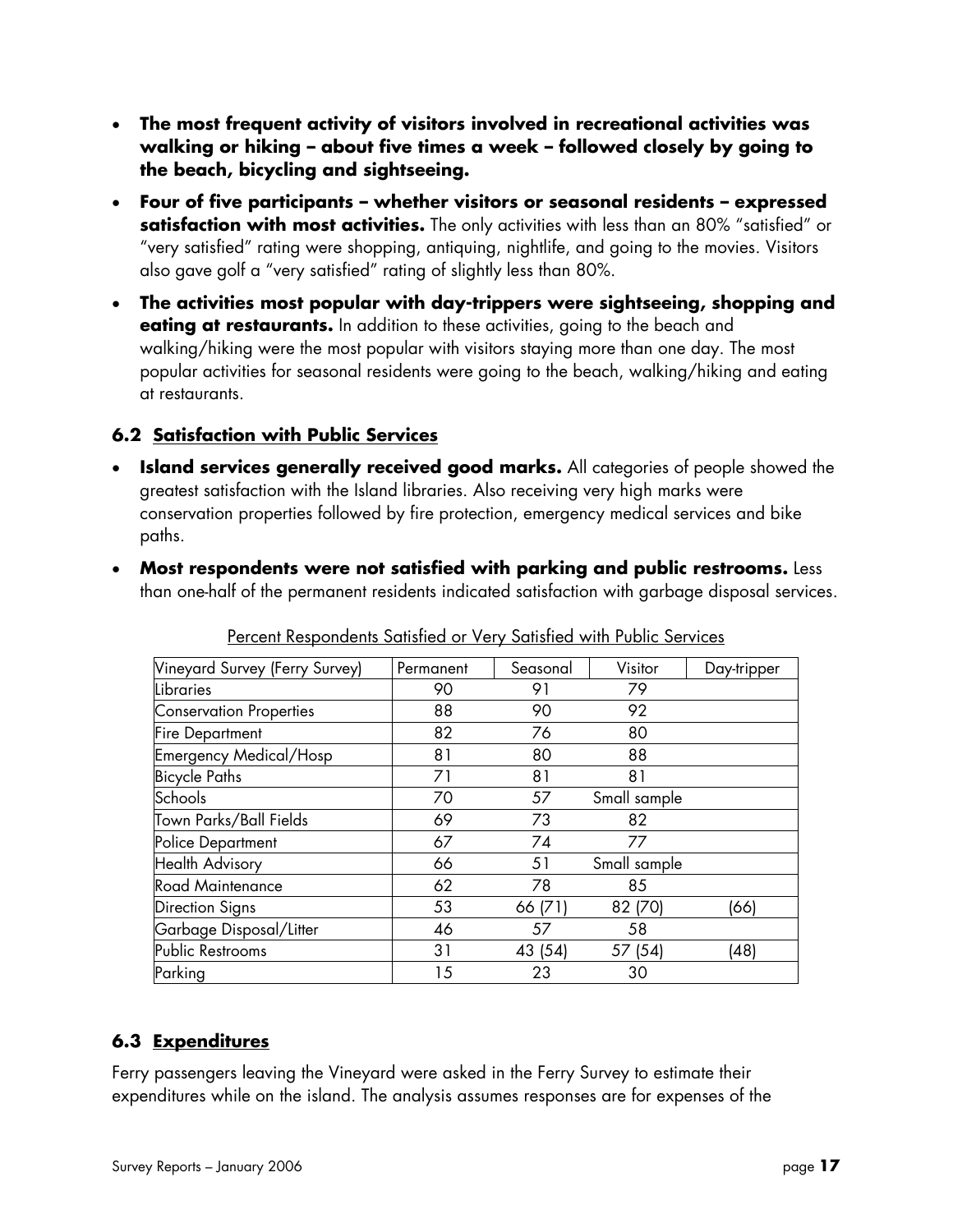- **The most frequent activity of visitors involved in recreational activities was walking or hiking – about five times a week – followed closely by going to the beach, bicycling and sightseeing.**
- **Four of five participants – whether visitors or seasonal residents – expressed satisfaction with most activities.** The only activities with less than an 80% "satisfied" or "very satisfied" rating were shopping, antiquing, nightlife, and going to the movies. Visitors also gave golf a "very satisfied" rating of slightly less than 80%.
- **The activities most popular with day-trippers were sightseeing, shopping and eating at restaurants.** In addition to these activities, going to the beach and walking/hiking were the most popular with visitors staying more than one day. The most popular activities for seasonal residents were going to the beach, walking/hiking and eating at restaurants.

### 6.2 Satisfaction with Public Services

- **Island services generally received good marks.** All categories of people showed the greatest satisfaction with the Island libraries. Also receiving very high marks were conservation properties followed by fire protection, emergency medical services and bike paths.
- **Most respondents were not satisfied with parking and public restrooms.** Less than one-half of the permanent residents indicated satisfaction with garbage disposal services.

Percent Respondents Satisfied or Very Satisfied with Public Services

| Vineyard Survey (Ferry Survey) | Permanent | Seasonal | Visitor | Day-tripper |
|---|---|---|---|---|
| Libraries | 90 | 91 | 79 | |
| Conservation Properties | 88 | 90 | 92 | |
| Fire Department | 82 | 76 | 80 | |
| Emergency Medical/Hosp | 81 | 80 | 88 | |
| Bicycle Paths | 71 | 81 | 81 | |
| Schools | 70 | 57 | Small sample | |
| Town Parks/Ball Fields | 69 | 73 | 82 | |
| Police Department | 67 | 74 | 77 | |
| Health Advisory | 66 | 51 | Small sample | |
| Road Maintenance | 62 | 78 | 85 | |
| Direction Signs | 53 | 66 (71) | 82 (70) | (66) |
| Garbage Disposal/Litter | 46 | 57 | 58 | |
| Public Restrooms | 31 | 43 (54) | 57 (54) | (48) |
| Parking | 15 | 23 | 30 | |

### 6.3 Expenditures

Ferry passengers leaving the Vineyard were asked in the Ferry Survey to estimate their expenditures while on the island. The analysis assumes responses are for expenses of the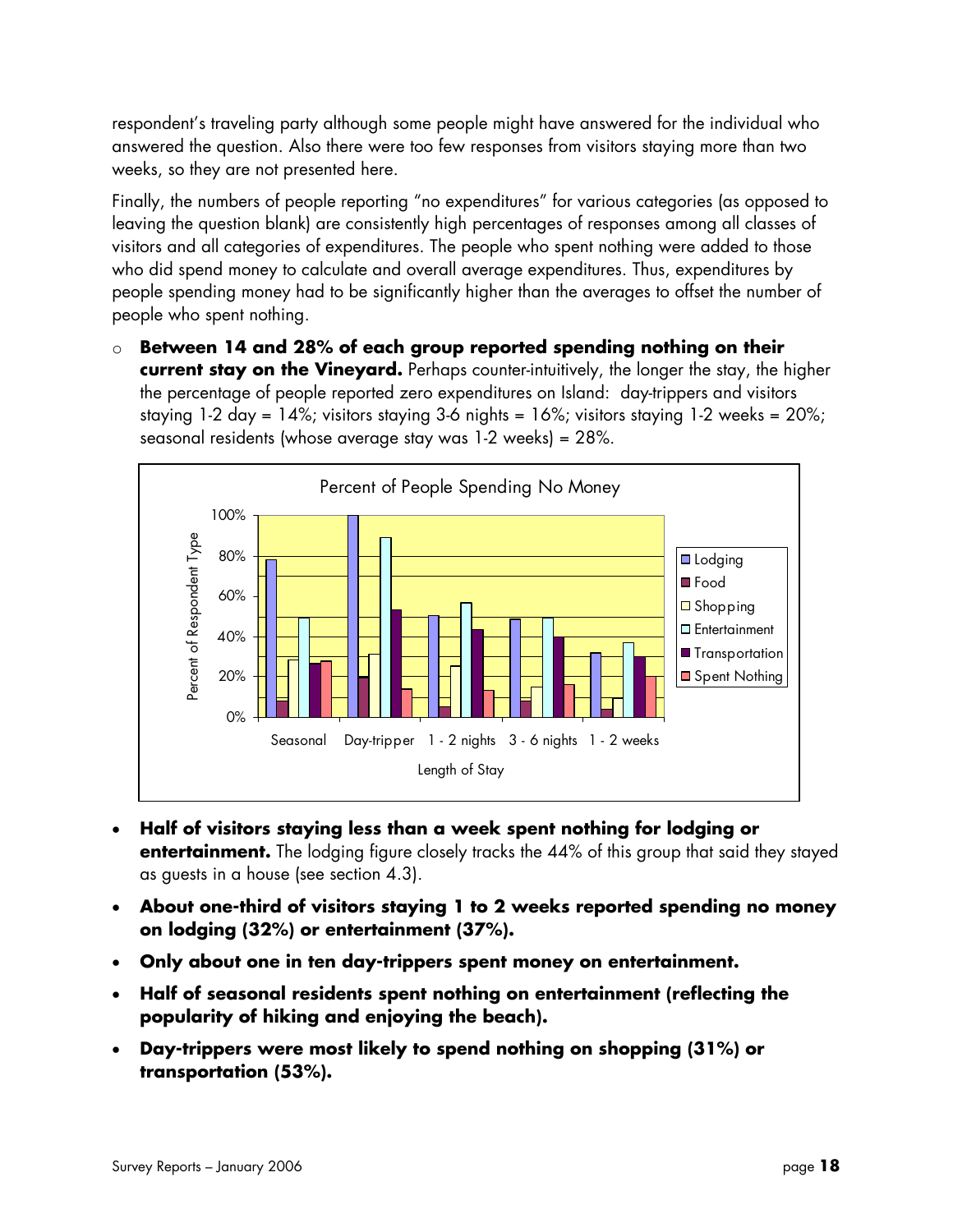respondent's traveling party although some people might have answered for the individual who answered the question. Also there were too few responses from visitors staying more than two weeks, so they are not presented here.

Finally, the numbers of people reporting "no expenditures" for various categories (as opposed to leaving the question blank) are consistently high percentages of responses among all classes of visitors and all categories of expenditures. The people who spent nothing were added to those who did spend money to calculate and overall average expenditures. Thus, expenditures by people spending money had to be significantly higher than the averages to offset the number of people who spent nothing.

- **Between 14 and 28% of each group reported spending nothing on their current stay on the Vineyard.** Perhaps counter-intuitively, the longer the stay, the higher the percentage of people reported zero expenditures on Island: day-trippers and visitors staying 1-2 day = 14%; visitors staying 3-6 nights = 16%; visitors staying 1-2 weeks = 20%; seasonal residents (whose average stay was 1-2 weeks) = 28%.

Percent of People Spending No Money

- **Half of visitors staying less than a week spent nothing for lodging or entertainment.** The lodging figure closely tracks the 44% of this group that said they stayed as guests in a house (see section 4.3).
- **About one-third of visitors staying 1 to 2 weeks reported spending no money on lodging (32%) or entertainment (37%).**
- **Only about one in ten day-trippers spent money on entertainment.**
- **Half of seasonal residents spent nothing on entertainment (reflecting the popularity of hiking and enjoying the beach).**
- **Day-trippers were most likely to spend nothing on shopping (31%) or transportation (53%).**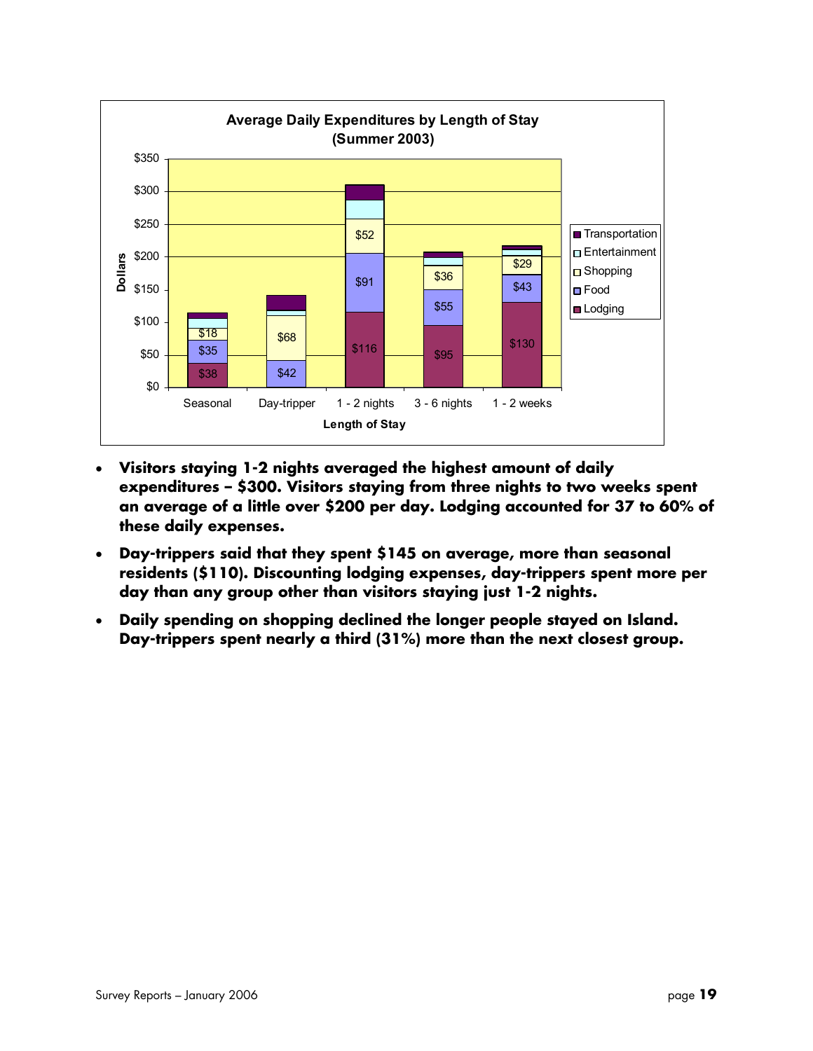**Average Daily Expenditures by Length of Stay (Summer 2003)**

| Length of Stay | Lodging | Food | Shopping |
|---|---|---|---|
| Seasonal | $38 | $35 | $18 |
| Day-tripper | | $42 | $68 |
| 1 - 2 nights | $116 | $91 | $52 |
| 3 - 6 nights | $95 | $55 | $36 |
| 1 - 2 weeks | $130 | $43 | $29 |

- **Visitors staying 1-2 nights averaged the highest amount of daily expenditures – $300. Visitors staying from three nights to two weeks spent an average of a little over $200 per day. Lodging accounted for 37 to 60% of these daily expenses.**
- **Day-trippers said that they spent $145 on average, more than seasonal residents ($110). Discounting lodging expenses, day-trippers spent more per day than any group other than visitors staying just 1-2 nights.**
- **Daily spending on shopping declined the longer people stayed on Island. Day-trippers spent nearly a third (31%) more than the next closest group.**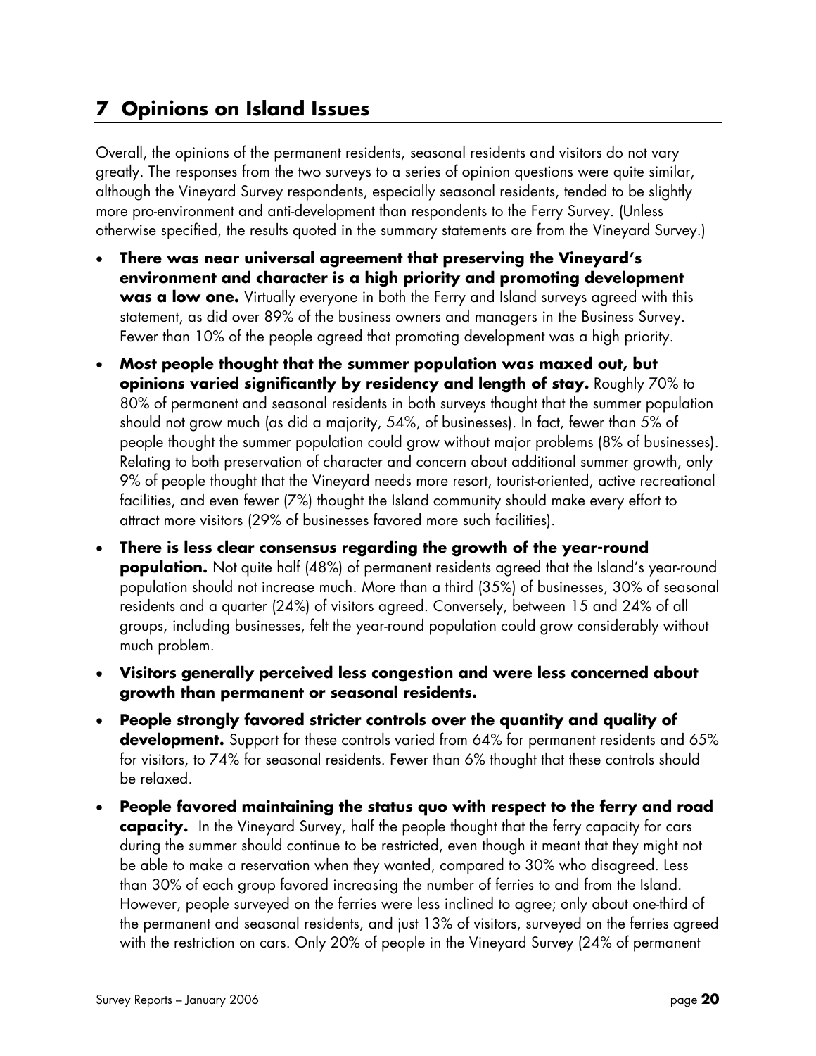## 7 Opinions on Island Issues

Overall, the opinions of the permanent residents, seasonal residents and visitors do not vary greatly. The responses from the two surveys to a series of opinion questions were quite similar, although the Vineyard Survey respondents, especially seasonal residents, tended to be slightly more pro-environment and anti-development than respondents to the Ferry Survey. (Unless otherwise specified, the results quoted in the summary statements are from the Vineyard Survey.)

- **There was near universal agreement that preserving the Vineyard's environment and character is a high priority and promoting development was a low one.** Virtually everyone in both the Ferry and Island surveys agreed with this statement, as did over 89% of the business owners and managers in the Business Survey. Fewer than 10% of the people agreed that promoting development was a high priority.
- **Most people thought that the summer population was maxed out, but opinions varied significantly by residency and length of stay.** Roughly 70% to 80% of permanent and seasonal residents in both surveys thought that the summer population should not grow much (as did a majority, 54%, of businesses). In fact, fewer than 5% of people thought the summer population could grow without major problems (8% of businesses). Relating to both preservation of character and concern about additional summer growth, only 9% of people thought that the Vineyard needs more resort, tourist-oriented, active recreational facilities, and even fewer (7%) thought the Island community should make every effort to attract more visitors (29% of businesses favored more such facilities).
- **There is less clear consensus regarding the growth of the year-round population.** Not quite half (48%) of permanent residents agreed that the Island's year-round population should not increase much. More than a third (35%) of businesses, 30% of seasonal residents and a quarter (24%) of visitors agreed. Conversely, between 15 and 24% of all groups, including businesses, felt the year-round population could grow considerably without much problem.
- **Visitors generally perceived less congestion and were less concerned about growth than permanent or seasonal residents.**
- **People strongly favored stricter controls over the quantity and quality of development.** Support for these controls varied from 64% for permanent residents and 65% for visitors, to 74% for seasonal residents. Fewer than 6% thought that these controls should be relaxed.
- **People favored maintaining the status quo with respect to the ferry and road capacity.** In the Vineyard Survey, half the people thought that the ferry capacity for cars during the summer should continue to be restricted, even though it meant that they might not be able to make a reservation when they wanted, compared to 30% who disagreed. Less than 30% of each group favored increasing the number of ferries to and from the Island. However, people surveyed on the ferries were less inclined to agree; only about one-third of the permanent and seasonal residents, and just 13% of visitors, surveyed on the ferries agreed with the restriction on cars. Only 20% of people in the Vineyard Survey (24% of permanent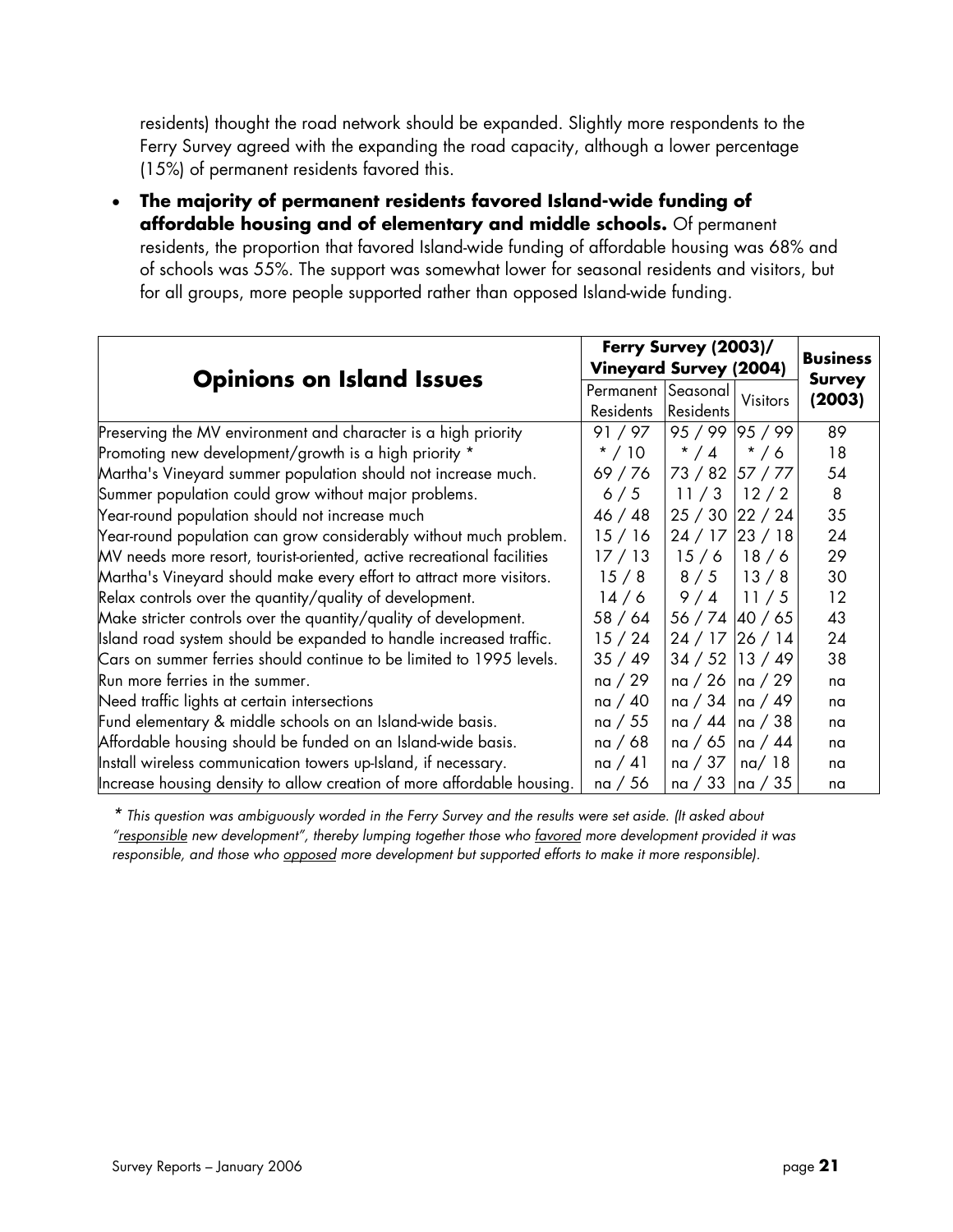residents) thought the road network should be expanded. Slightly more respondents to the Ferry Survey agreed with the expanding the road capacity, although a lower percentage (15%) of permanent residents favored this.

- **The majority of permanent residents favored Island-wide funding of affordable housing and of elementary and middle schools.** Of permanent residents, the proportion that favored Island-wide funding of affordable housing was 68% and of schools was 55%. The support was somewhat lower for seasonal residents and visitors, but for all groups, more people supported rather than opposed Island-wide funding.

| **Opinions on Island Issues** | **Ferry Survey (2003)/ Vineyard Survey (2004)** | | | **Business Survey (2003)** |
|---|---|---|---|---|
| | Permanent Residents | Seasonal Residents | Visitors | |
| Preserving the MV environment and character is a high priority | 91 / 97 | 95 / 99 | 95 / 99 | 89 |
| Promoting new development/growth is a high priority * | * / 10 | * / 4 | * / 6 | 18 |
| Martha's Vineyard summer population should not increase much. | 69 / 76 | 73 / 82 | 57 / 77 | 54 |
| Summer population could grow without major problems. | 6 / 5 | 11 / 3 | 12 / 2 | 8 |
| Year-round population should not increase much | 46 / 48 | 25 / 30 | 22 / 24 | 35 |
| Year-round population can grow considerably without much problem. | 15 / 16 | 24 / 17 | 23 / 18 | 24 |
| MV needs more resort, tourist-oriented, active recreational facilities | 17 / 13 | 15 / 6 | 18 / 6 | 29 |
| Martha's Vineyard should make every effort to attract more visitors. | 15 / 8 | 8 / 5 | 13 / 8 | 30 |
| Relax controls over the quantity/quality of development. | 14 / 6 | 9 / 4 | 11 / 5 | 12 |
| Make stricter controls over the quantity/quality of development. | 58 / 64 | 56 / 74 | 40 / 65 | 43 |
| Island road system should be expanded to handle increased traffic. | 15 / 24 | 24 / 17 | 26 / 14 | 24 |
| Cars on summer ferries should continue to be limited to 1995 levels. | 35 / 49 | 34 / 52 | 13 / 49 | 38 |
| Run more ferries in the summer. | na / 29 | na / 26 | na / 29 | na |
| Need traffic lights at certain intersections | na / 40 | na / 34 | na / 49 | na |
| Fund elementary & middle schools on an Island-wide basis. | na / 55 | na / 44 | na / 38 | na |
| Affordable housing should be funded on an Island-wide basis. | na / 68 | na / 65 | na / 44 | na |
| Install wireless communication towers up-Island, if necessary. | na / 41 | na / 37 | na/ 18 | na |
| Increase housing density to allow creation of more affordable housing. | na / 56 | na / 33 | na / 35 | na |

\* *This question was ambiguously worded in the Ferry Survey and the results were set aside. (It asked about "responsible new development", thereby lumping together those who favored more development provided it was responsible, and those who opposed more development but supported efforts to make it more responsible).*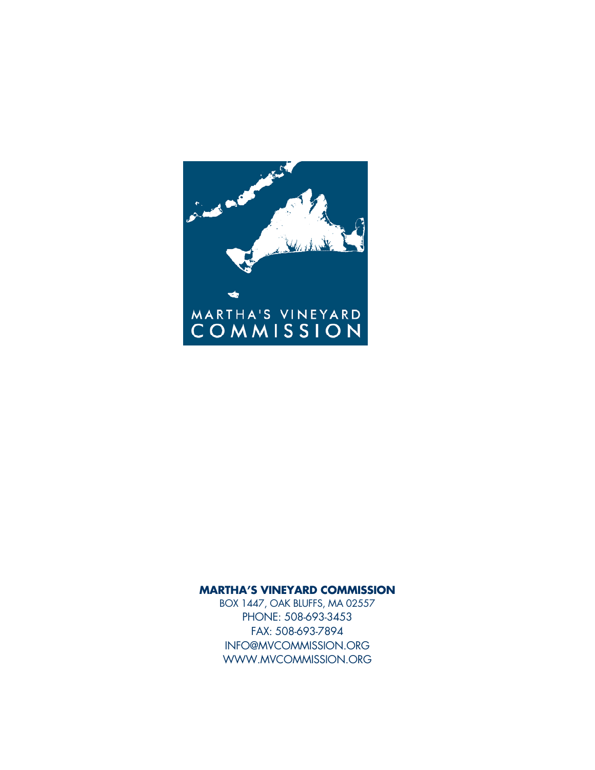MARTHA'S VINEYARD
COMMISSION

**MARTHA'S VINEYARD COMMISSION**

BOX 1447, OAK BLUFFS, MA 02557
PHONE: 508-693-3453
FAX: 508-693-7894
INFO@MVCOMMISSION.ORG
WWW.MVCOMMISSION.ORG